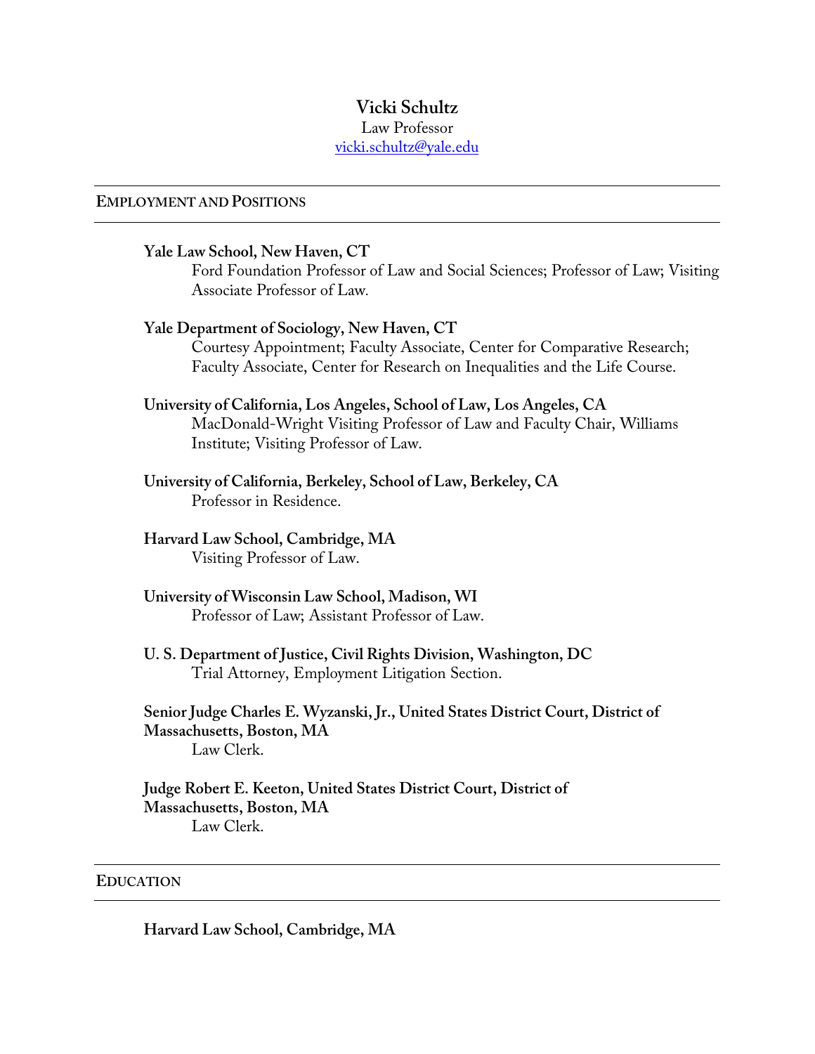# Vicki Schultz

Law Professor
vicki.schultz@yale.edu

## Employment and Positions

**Yale Law School, New Haven, CT**
Ford Foundation Professor of Law and Social Sciences; Professor of Law; Visiting Associate Professor of Law.

**Yale Department of Sociology, New Haven, CT**
Courtesy Appointment; Faculty Associate, Center for Comparative Research; Faculty Associate, Center for Research on Inequalities and the Life Course.

**University of California, Los Angeles, School of Law, Los Angeles, CA**
MacDonald-Wright Visiting Professor of Law and Faculty Chair, Williams Institute; Visiting Professor of Law.

**University of California, Berkeley, School of Law, Berkeley, CA**
Professor in Residence.

**Harvard Law School, Cambridge, MA**
Visiting Professor of Law.

**University of Wisconsin Law School, Madison, WI**
Professor of Law; Assistant Professor of Law.

**U. S. Department of Justice, Civil Rights Division, Washington, DC**
Trial Attorney, Employment Litigation Section.

**Senior Judge Charles E. Wyzanski, Jr., United States District Court, District of Massachusetts, Boston, MA**
Law Clerk.

**Judge Robert E. Keeton, United States District Court, District of Massachusetts, Boston, MA**
Law Clerk.

## Education

**Harvard Law School, Cambridge, MA**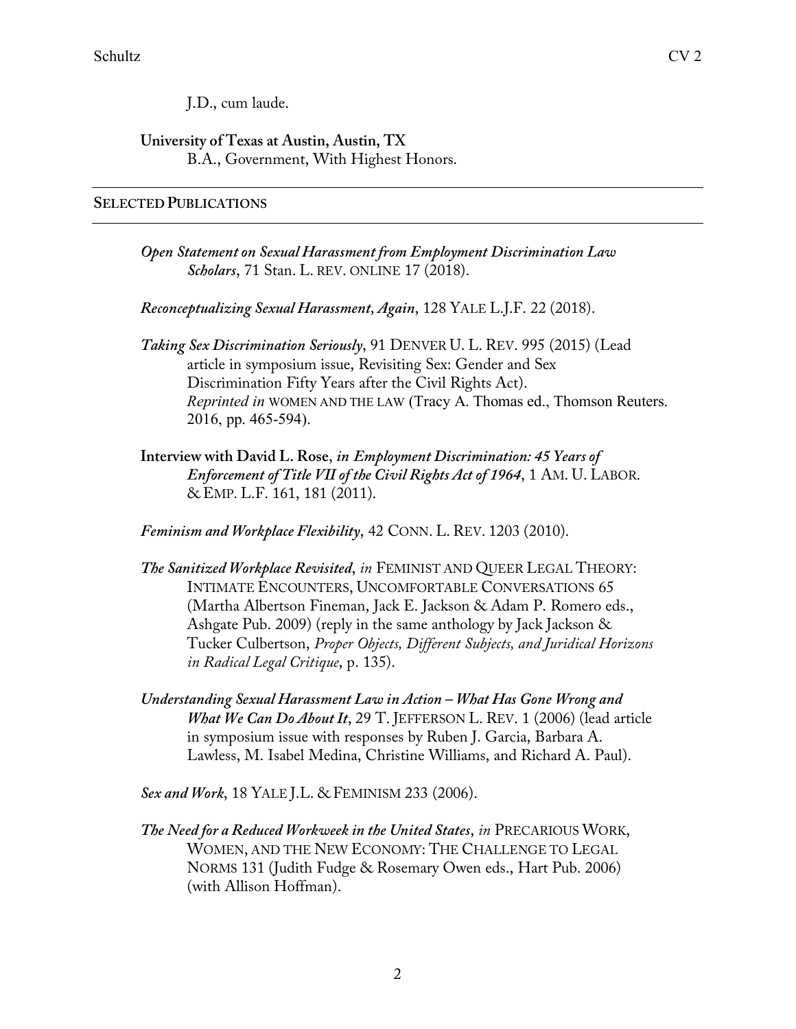J.D., cum laude.

**University of Texas at Austin, Austin, TX**
B.A., Government, With Highest Honors.

## SELECTED PUBLICATIONS

*Open Statement on Sexual Harassment from Employment Discrimination Law Scholars*, 71 Stan. L. REV. ONLINE 17 (2018).

*Reconceptualizing Sexual Harassment, Again*, 128 YALE L.J.F. 22 (2018).

*Taking Sex Discrimination Seriously*, 91 DENVER U. L. REV. 995 (2015) (Lead article in symposium issue, Revisiting Sex: Gender and Sex Discrimination Fifty Years after the Civil Rights Act). *Reprinted in* WOMEN AND THE LAW (Tracy A. Thomas ed., Thomson Reuters. 2016, pp. 465-594).

**Interview with David L. Rose**, *in Employment Discrimination: 45 Years of Enforcement of Title VII of the Civil Rights Act of 1964*, 1 AM. U. LABOR. & EMP. L.F. 161, 181 (2011).

*Feminism and Workplace Flexibility*, 42 CONN. L. REV. 1203 (2010).

*The Sanitized Workplace Revisited*, *in* FEMINIST AND QUEER LEGAL THEORY: INTIMATE ENCOUNTERS, UNCOMFORTABLE CONVERSATIONS 65 (Martha Albertson Fineman, Jack E. Jackson & Adam P. Romero eds., Ashgate Pub. 2009) (reply in the same anthology by Jack Jackson & Tucker Culbertson, *Proper Objects, Different Subjects, and Juridical Horizons in Radical Legal Critique*, p. 135).

*Understanding Sexual Harassment Law in Action – What Has Gone Wrong and What We Can Do About It*, 29 T. JEFFERSON L. REV. 1 (2006) (lead article in symposium issue with responses by Ruben J. Garcia, Barbara A. Lawless, M. Isabel Medina, Christine Williams, and Richard A. Paul).

*Sex and Work*, 18 YALE J.L. & FEMINISM 233 (2006).

*The Need for a Reduced Workweek in the United States*, *in* PRECARIOUS WORK, WOMEN, AND THE NEW ECONOMY: THE CHALLENGE TO LEGAL NORMS 131 (Judith Fudge & Rosemary Owen eds., Hart Pub. 2006) (with Allison Hoffman).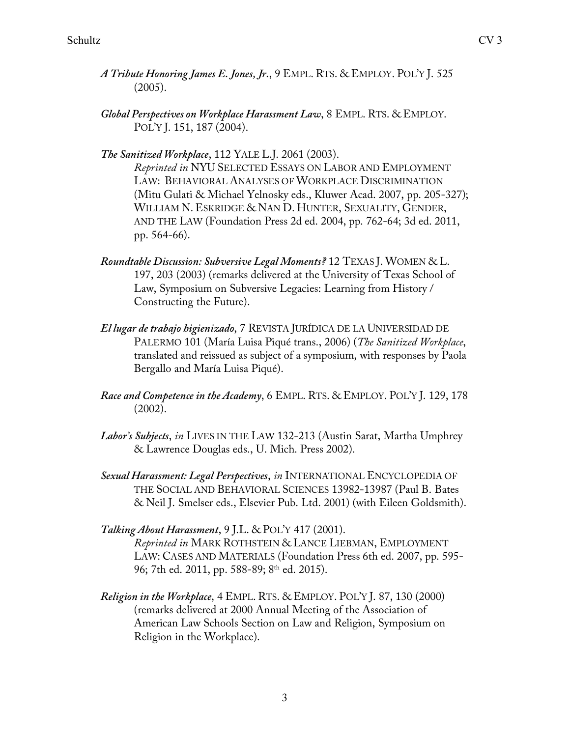***A Tribute Honoring James E. Jones, Jr.***, 9 EMPL. RTS. & EMPLOY. POL'Y J. 525 (2005).

***Global Perspectives on Workplace Harassment Law***, 8 EMPL. RTS. & EMPLOY. POL'Y J. 151, 187 (2004).

***The Sanitized Workplace***, 112 YALE L.J. 2061 (2003).
*Reprinted in* NYU SELECTED ESSAYS ON LABOR AND EMPLOYMENT LAW: BEHAVIORAL ANALYSES OF WORKPLACE DISCRIMINATION (Mitu Gulati & Michael Yelnosky eds., Kluwer Acad. 2007, pp. 205-327); WILLIAM N. ESKRIDGE & NAN D. HUNTER, SEXUALITY, GENDER, AND THE LAW (Foundation Press 2d ed. 2004, pp. 762-64; 3d ed. 2011, pp. 564-66).

***Roundtable Discussion: Subversive Legal Moments?*** 12 TEXAS J. WOMEN & L. 197, 203 (2003) (remarks delivered at the University of Texas School of Law, Symposium on Subversive Legacies: Learning from History / Constructing the Future).

***El lugar de trabajo higienizado***, 7 REVISTA JURÍDICA DE LA UNIVERSIDAD DE PALERMO 101 (María Luisa Piqué trans., 2006) (*The Sanitized Workplace*, translated and reissued as subject of a symposium, with responses by Paola Bergallo and María Luisa Piqué).

***Race and Competence in the Academy***, 6 EMPL. RTS. & EMPLOY. POL'Y J. 129, 178 (2002).

***Labor's Subjects***, *in* LIVES IN THE LAW 132-213 (Austin Sarat, Martha Umphrey & Lawrence Douglas eds., U. Mich. Press 2002).

***Sexual Harassment: Legal Perspectives***, *in* INTERNATIONAL ENCYCLOPEDIA OF THE SOCIAL AND BEHAVIORAL SCIENCES 13982-13987 (Paul B. Bates & Neil J. Smelser eds., Elsevier Pub. Ltd. 2001) (with Eileen Goldsmith).

***Talking About Harassment***, 9 J.L. & POL'Y 417 (2001).
*Reprinted in* MARK ROTHSTEIN & LANCE LIEBMAN, EMPLOYMENT LAW: CASES AND MATERIALS (Foundation Press 6th ed. 2007, pp. 595-96; 7th ed. 2011, pp. 588-89; 8th ed. 2015).

***Religion in the Workplace***, 4 EMPL. RTS. & EMPLOY. POL'Y J. 87, 130 (2000) (remarks delivered at 2000 Annual Meeting of the Association of American Law Schools Section on Law and Religion, Symposium on Religion in the Workplace).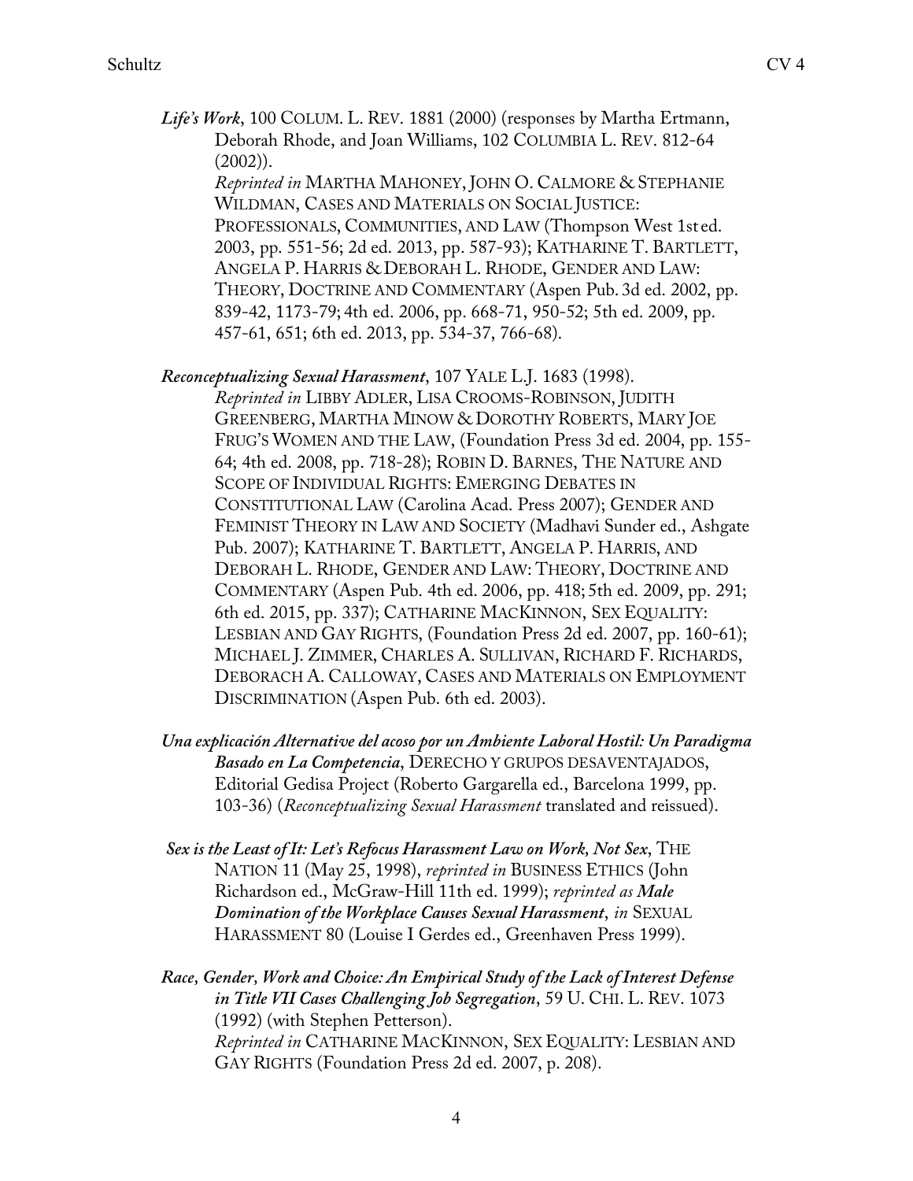*Life's Work*, 100 COLUM. L. REV. 1881 (2000) (responses by Martha Ertmann, Deborah Rhode, and Joan Williams, 102 COLUMBIA L. REV. 812-64 (2002)).
*Reprinted in* MARTHA MAHONEY, JOHN O. CALMORE & STEPHANIE WILDMAN, CASES AND MATERIALS ON SOCIAL JUSTICE: PROFESSIONALS, COMMUNITIES, AND LAW (Thompson West 1st ed. 2003, pp. 551-56; 2d ed. 2013, pp. 587-93); KATHARINE T. BARTLETT, ANGELA P. HARRIS & DEBORAH L. RHODE, GENDER AND LAW: THEORY, DOCTRINE AND COMMENTARY (Aspen Pub. 3d ed. 2002, pp. 839-42, 1173-79; 4th ed. 2006, pp. 668-71, 950-52; 5th ed. 2009, pp. 457-61, 651; 6th ed. 2013, pp. 534-37, 766-68).

***Reconceptualizing Sexual Harassment***, 107 YALE L.J. 1683 (1998).
*Reprinted in* LIBBY ADLER, LISA CROOMS-ROBINSON, JUDITH GREENBERG, MARTHA MINOW & DOROTHY ROBERTS, MARY JOE FRUG'S WOMEN AND THE LAW, (Foundation Press 3d ed. 2004, pp. 155-64; 4th ed. 2008, pp. 718-28); ROBIN D. BARNES, THE NATURE AND SCOPE OF INDIVIDUAL RIGHTS: EMERGING DEBATES IN CONSTITUTIONAL LAW (Carolina Acad. Press 2007); GENDER AND FEMINIST THEORY IN LAW AND SOCIETY (Madhavi Sunder ed., Ashgate Pub. 2007); KATHARINE T. BARTLETT, ANGELA P. HARRIS, AND DEBORAH L. RHODE, GENDER AND LAW: THEORY, DOCTRINE AND COMMENTARY (Aspen Pub. 4th ed. 2006, pp. 418; 5th ed. 2009, pp. 291; 6th ed. 2015, pp. 337); CATHARINE MACKINNON, SEX EQUALITY: LESBIAN AND GAY RIGHTS, (Foundation Press 2d ed. 2007, pp. 160-61); MICHAEL J. ZIMMER, CHARLES A. SULLIVAN, RICHARD F. RICHARDS, DEBORACH A. CALLOWAY, CASES AND MATERIALS ON EMPLOYMENT DISCRIMINATION (Aspen Pub. 6th ed. 2003).

***Una explicación Alternative del acoso por un Ambiente Laboral Hostil: Un Paradigma Basado en La Competencia***, DERECHO Y GRUPOS DESAVENTAJADOS, Editorial Gedisa Project (Roberto Gargarella ed., Barcelona 1999, pp. 103-36) (*Reconceptualizing Sexual Harassment* translated and reissued).

***Sex is the Least of It: Let's Refocus Harassment Law on Work, Not Sex***, THE NATION 11 (May 25, 1998), *reprinted in* BUSINESS ETHICS (John Richardson ed., McGraw-Hill 11th ed. 1999); *reprinted as* ***Male Domination of the Workplace Causes Sexual Harassment***, *in* SEXUAL HARASSMENT 80 (Louise I Gerdes ed., Greenhaven Press 1999).

***Race, Gender, Work and Choice: An Empirical Study of the Lack of Interest Defense in Title VII Cases Challenging Job Segregation***, 59 U. CHI. L. REV. 1073 (1992) (with Stephen Petterson).
*Reprinted in* CATHARINE MACKINNON, SEX EQUALITY: LESBIAN AND GAY RIGHTS (Foundation Press 2d ed. 2007, p. 208).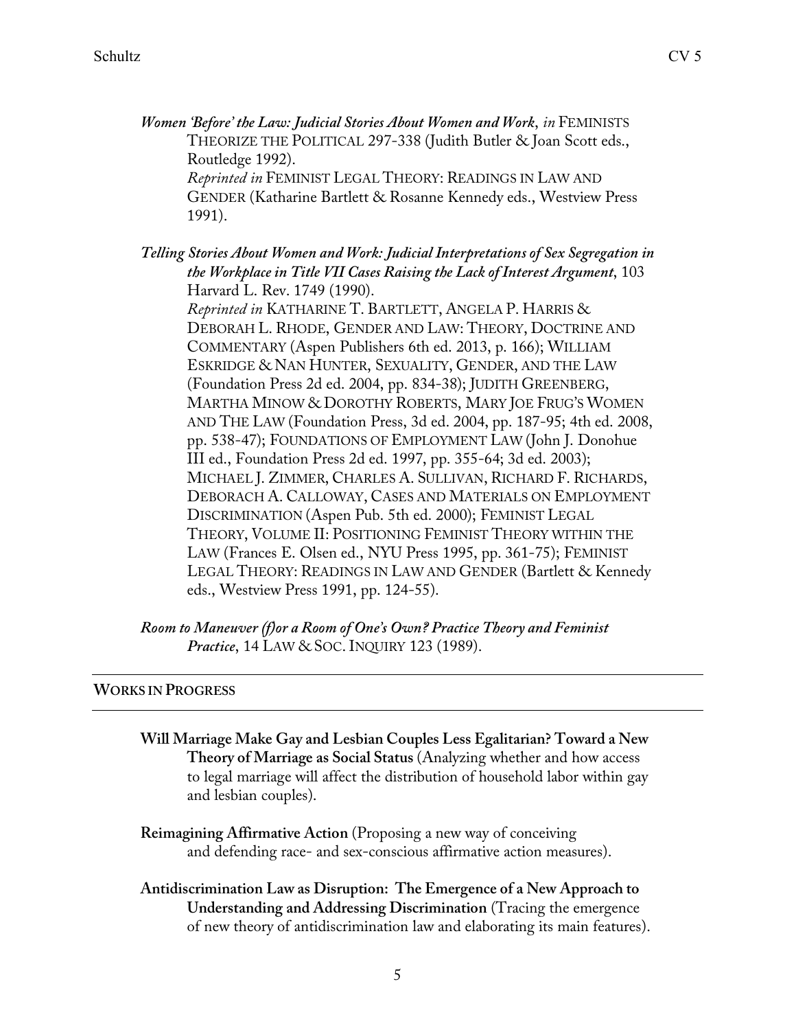*Women 'Before' the Law: Judicial Stories About Women and Work*, *in* FEMINISTS THEORIZE THE POLITICAL 297-338 (Judith Butler & Joan Scott eds., Routledge 1992).
*Reprinted in* FEMINIST LEGAL THEORY: READINGS IN LAW AND GENDER (Katharine Bartlett & Rosanne Kennedy eds., Westview Press 1991).

*Telling Stories About Women and Work: Judicial Interpretations of Sex Segregation in the Workplace in Title VII Cases Raising the Lack of Interest Argument*, 103 Harvard L. Rev. 1749 (1990).
*Reprinted in* KATHARINE T. BARTLETT, ANGELA P. HARRIS & DEBORAH L. RHODE, GENDER AND LAW: THEORY, DOCTRINE AND COMMENTARY (Aspen Publishers 6th ed. 2013, p. 166); WILLIAM ESKRIDGE & NAN HUNTER, SEXUALITY, GENDER, AND THE LAW (Foundation Press 2d ed. 2004, pp. 834-38); JUDITH GREENBERG, MARTHA MINOW & DOROTHY ROBERTS, MARY JOE FRUG'S WOMEN AND THE LAW (Foundation Press, 3d ed. 2004, pp. 187-95; 4th ed. 2008, pp. 538-47); FOUNDATIONS OF EMPLOYMENT LAW (John J. Donohue III ed., Foundation Press 2d ed. 1997, pp. 355-64; 3d ed. 2003); MICHAEL J. ZIMMER, CHARLES A. SULLIVAN, RICHARD F. RICHARDS, DEBORACH A. CALLOWAY, CASES AND MATERIALS ON EMPLOYMENT DISCRIMINATION (Aspen Pub. 5th ed. 2000); FEMINIST LEGAL THEORY, VOLUME II: POSITIONING FEMINIST THEORY WITHIN THE LAW (Frances E. Olsen ed., NYU Press 1995, pp. 361-75); FEMINIST LEGAL THEORY: READINGS IN LAW AND GENDER (Bartlett & Kennedy eds., Westview Press 1991, pp. 124-55).

*Room to Maneuver (f)or a Room of One's Own? Practice Theory and Feminist Practice*, 14 LAW & SOC. INQUIRY 123 (1989).

## WORKS IN PROGRESS

**Will Marriage Make Gay and Lesbian Couples Less Egalitarian? Toward a New Theory of Marriage as Social Status** (Analyzing whether and how access to legal marriage will affect the distribution of household labor within gay and lesbian couples).

**Reimagining Affirmative Action** (Proposing a new way of conceiving and defending race- and sex-conscious affirmative action measures).

**Antidiscrimination Law as Disruption: The Emergence of a New Approach to Understanding and Addressing Discrimination** (Tracing the emergence of new theory of antidiscrimination law and elaborating its main features).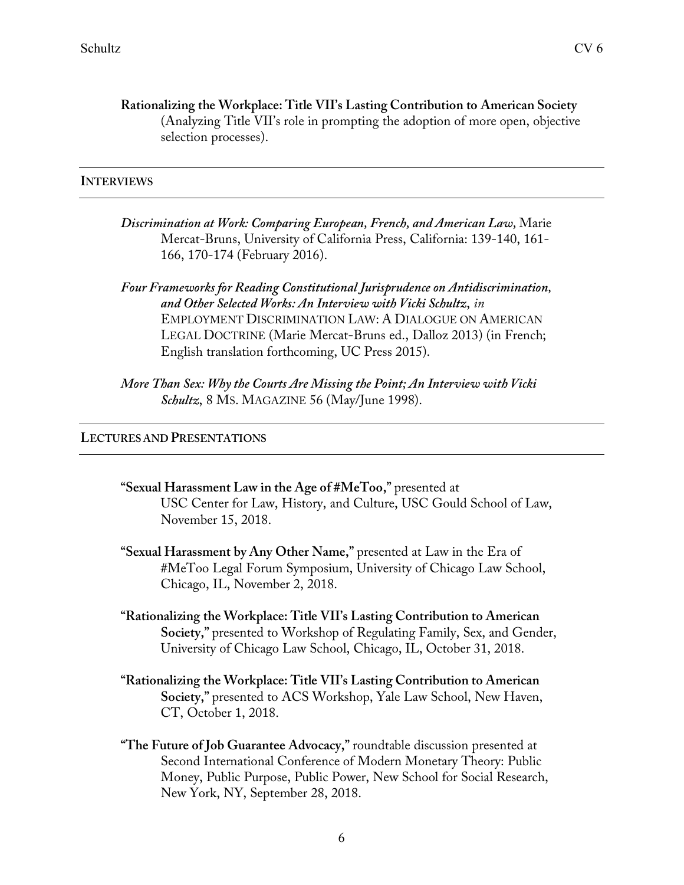**Rationalizing the Workplace: Title VII's Lasting Contribution to American Society** (Analyzing Title VII's role in prompting the adoption of more open, objective selection processes).

## INTERVIEWS

*Discrimination at Work: Comparing European, French, and American Law*, Marie Mercat-Bruns, University of California Press, California: 139-140, 161-166, 170-174 (February 2016).

*Four Frameworks for Reading Constitutional Jurisprudence on Antidiscrimination, and Other Selected Works: An Interview with Vicki Schultz*, *in* EMPLOYMENT DISCRIMINATION LAW: A DIALOGUE ON AMERICAN LEGAL DOCTRINE (Marie Mercat-Bruns ed., Dalloz 2013) (in French; English translation forthcoming, UC Press 2015).

*More Than Sex: Why the Courts Are Missing the Point; An Interview with Vicki Schultz*, 8 MS. MAGAZINE 56 (May/June 1998).

## LECTURES AND PRESENTATIONS

**"Sexual Harassment Law in the Age of #MeToo,"** presented at USC Center for Law, History, and Culture, USC Gould School of Law, November 15, 2018.

**"Sexual Harassment by Any Other Name,"** presented at Law in the Era of #MeToo Legal Forum Symposium, University of Chicago Law School, Chicago, IL, November 2, 2018.

**"Rationalizing the Workplace: Title VII's Lasting Contribution to American Society,"** presented to Workshop of Regulating Family, Sex, and Gender, University of Chicago Law School, Chicago, IL, October 31, 2018.

**"Rationalizing the Workplace: Title VII's Lasting Contribution to American Society,"** presented to ACS Workshop, Yale Law School, New Haven, CT, October 1, 2018.

**"The Future of Job Guarantee Advocacy,"** roundtable discussion presented at Second International Conference of Modern Monetary Theory: Public Money, Public Purpose, Public Power, New School for Social Research, New York, NY, September 28, 2018.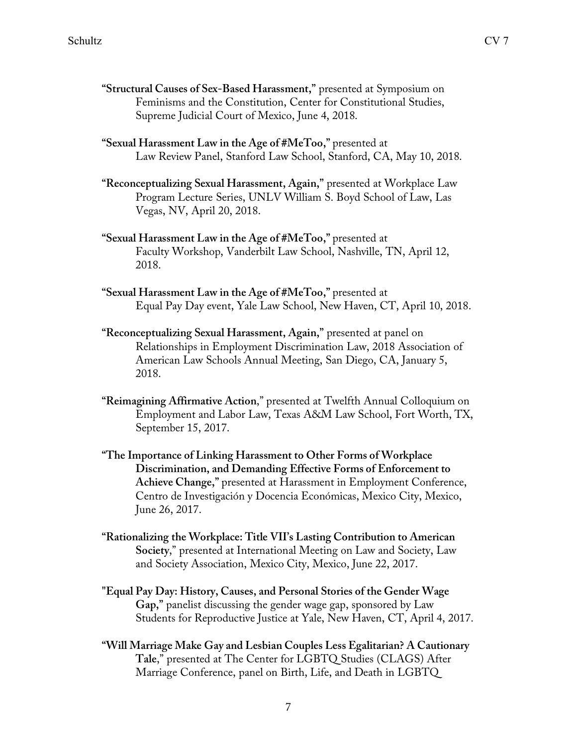**"Structural Causes of Sex-Based Harassment,"** presented at Symposium on Feminisms and the Constitution, Center for Constitutional Studies, Supreme Judicial Court of Mexico, June 4, 2018.

**"Sexual Harassment Law in the Age of #MeToo,"** presented at Law Review Panel, Stanford Law School, Stanford, CA, May 10, 2018.

**"Reconceptualizing Sexual Harassment, Again,"** presented at Workplace Law Program Lecture Series, UNLV William S. Boyd School of Law, Las Vegas, NV, April 20, 2018.

**"Sexual Harassment Law in the Age of #MeToo,"** presented at Faculty Workshop, Vanderbilt Law School, Nashville, TN, April 12, 2018.

**"Sexual Harassment Law in the Age of #MeToo,"** presented at Equal Pay Day event, Yale Law School, New Haven, CT, April 10, 2018.

**"Reconceptualizing Sexual Harassment, Again,"** presented at panel on Relationships in Employment Discrimination Law, 2018 Association of American Law Schools Annual Meeting, San Diego, CA, January 5, 2018.

**"Reimagining Affirmative Action**," presented at Twelfth Annual Colloquium on Employment and Labor Law, Texas A&M Law School, Fort Worth, TX, September 15, 2017.

**"The Importance of Linking Harassment to Other Forms of Workplace Discrimination, and Demanding Effective Forms of Enforcement to Achieve Change,"** presented at Harassment in Employment Conference, Centro de Investigación y Docencia Económicas, Mexico City, Mexico, June 26, 2017.

**"Rationalizing the Workplace: Title VII's Lasting Contribution to American Society**," presented at International Meeting on Law and Society, Law and Society Association, Mexico City, Mexico, June 22, 2017.

**"Equal Pay Day: History, Causes, and Personal Stories of the Gender Wage Gap,"** panelist discussing the gender wage gap, sponsored by Law Students for Reproductive Justice at Yale, New Haven, CT, April 4, 2017.

**"Will Marriage Make Gay and Lesbian Couples Less Egalitarian? A Cautionary Tale**," presented at The Center for LGBTQ Studies (CLAGS) After Marriage Conference, panel on Birth, Life, and Death in LGBTQ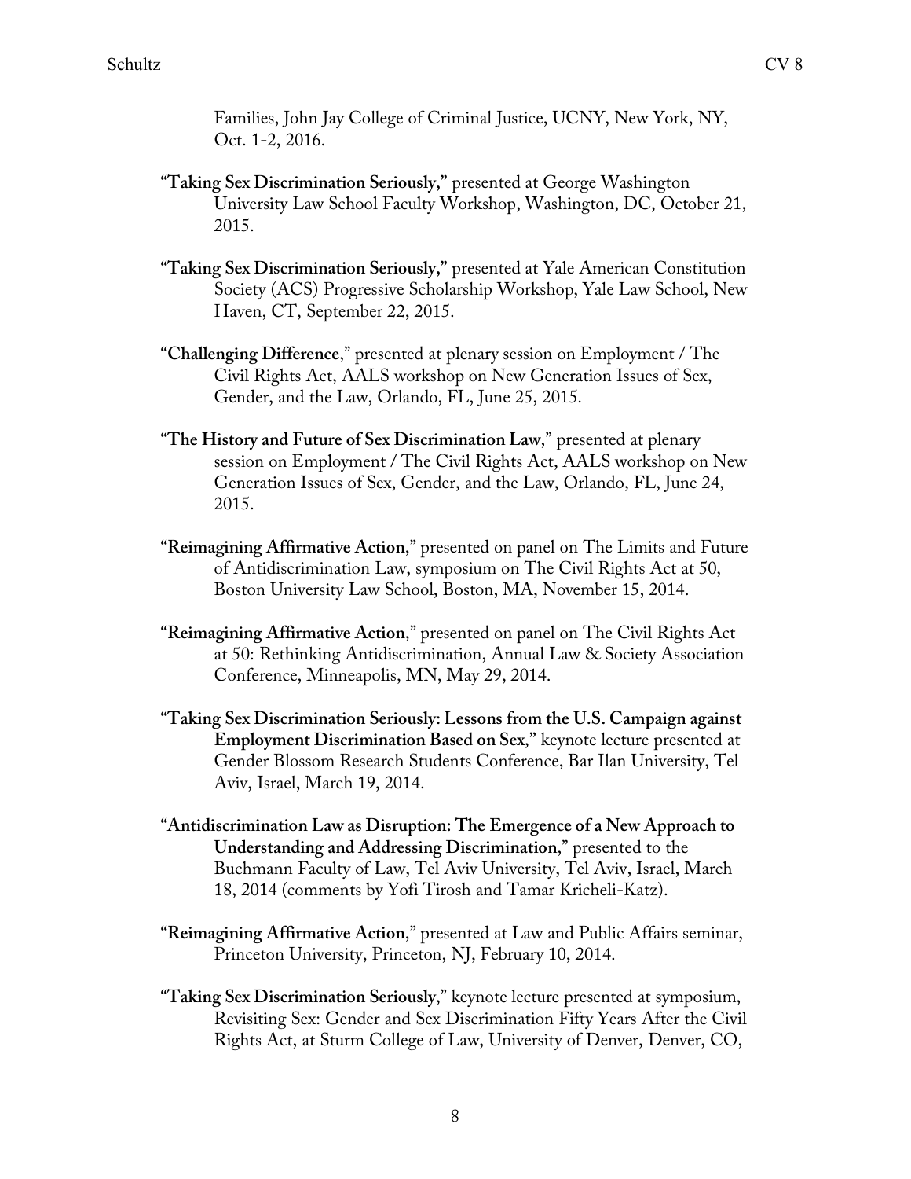Families, John Jay College of Criminal Justice, UCNY, New York, NY, Oct. 1-2, 2016.

**"Taking Sex Discrimination Seriously,"** presented at George Washington University Law School Faculty Workshop, Washington, DC, October 21, 2015.

**"Taking Sex Discrimination Seriously,"** presented at Yale American Constitution Society (ACS) Progressive Scholarship Workshop, Yale Law School, New Haven, CT, September 22, 2015.

**"Challenging Difference**," presented at plenary session on Employment / The Civil Rights Act, AALS workshop on New Generation Issues of Sex, Gender, and the Law, Orlando, FL, June 25, 2015.

**"The History and Future of Sex Discrimination Law**," presented at plenary session on Employment / The Civil Rights Act, AALS workshop on New Generation Issues of Sex, Gender, and the Law, Orlando, FL, June 24, 2015.

**"Reimagining Affirmative Action**," presented on panel on The Limits and Future of Antidiscrimination Law, symposium on The Civil Rights Act at 50, Boston University Law School, Boston, MA, November 15, 2014.

**"Reimagining Affirmative Action**," presented on panel on The Civil Rights Act at 50: Rethinking Antidiscrimination, Annual Law & Society Association Conference, Minneapolis, MN, May 29, 2014.

**"Taking Sex Discrimination Seriously: Lessons from the U.S. Campaign against Employment Discrimination Based on Sex,"** keynote lecture presented at Gender Blossom Research Students Conference, Bar Ilan University, Tel Aviv, Israel, March 19, 2014.

**"Antidiscrimination Law as Disruption: The Emergence of a New Approach to Understanding and Addressing Discrimination**," presented to the Buchmann Faculty of Law, Tel Aviv University, Tel Aviv, Israel, March 18, 2014 (comments by Yofi Tirosh and Tamar Kricheli-Katz).

**"Reimagining Affirmative Action**," presented at Law and Public Affairs seminar, Princeton University, Princeton, NJ, February 10, 2014.

**"Taking Sex Discrimination Seriously**," keynote lecture presented at symposium, Revisiting Sex: Gender and Sex Discrimination Fifty Years After the Civil Rights Act, at Sturm College of Law, University of Denver, Denver, CO,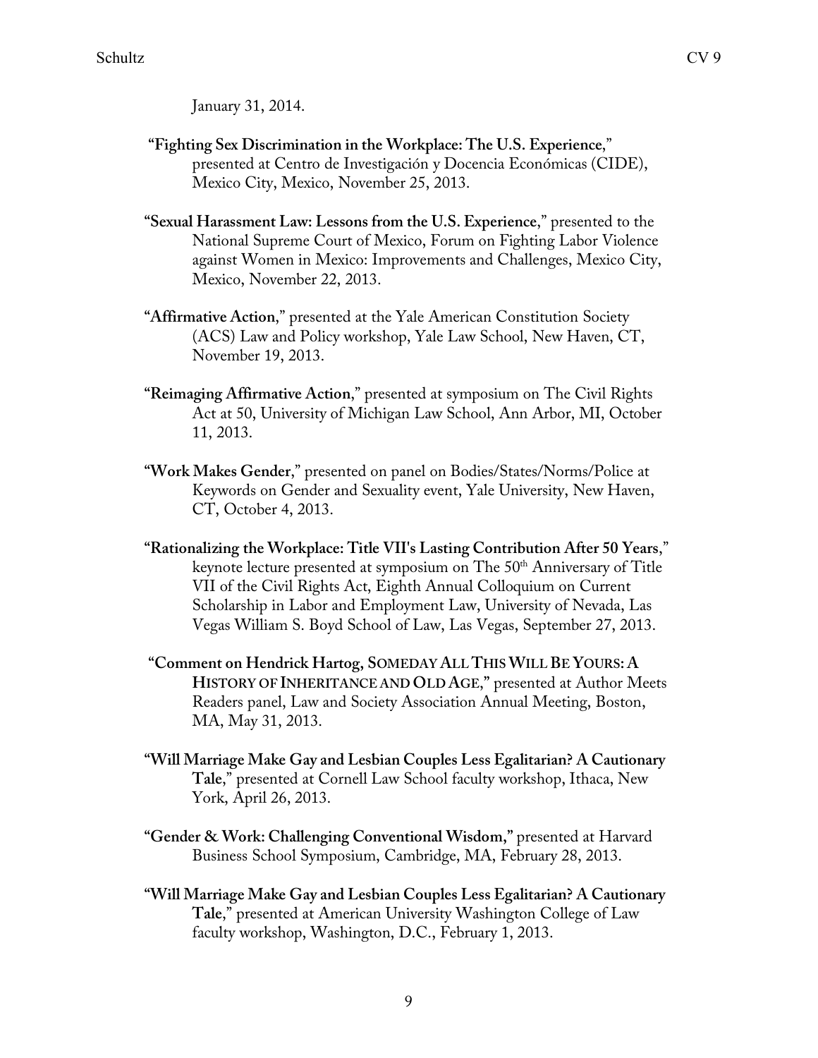January 31, 2014.

**"Fighting Sex Discrimination in the Workplace: The U.S. Experience**," presented at Centro de Investigación y Docencia Económicas (CIDE), Mexico City, Mexico, November 25, 2013.

"**Sexual Harassment Law: Lessons from the U.S. Experience**," presented to the National Supreme Court of Mexico, Forum on Fighting Labor Violence against Women in Mexico: Improvements and Challenges, Mexico City, Mexico, November 22, 2013.

"**Affirmative Action**," presented at the Yale American Constitution Society (ACS) Law and Policy workshop, Yale Law School, New Haven, CT, November 19, 2013.

"**Reimaging Affirmative Action**," presented at symposium on The Civil Rights Act at 50, University of Michigan Law School, Ann Arbor, MI, October 11, 2013.

"**Work Makes Gender**," presented on panel on Bodies/States/Norms/Police at Keywords on Gender and Sexuality event, Yale University, New Haven, CT, October 4, 2013.

"**Rationalizing the Workplace: Title VII's Lasting Contribution After 50 Years**," keynote lecture presented at symposium on The 50th Anniversary of Title VII of the Civil Rights Act, Eighth Annual Colloquium on Current Scholarship in Labor and Employment Law, University of Nevada, Las Vegas William S. Boyd School of Law, Las Vegas, September 27, 2013.

**"Comment on Hendrick Hartog, SOMEDAY ALL THIS WILL BE YOURS: A HISTORY OF INHERITANCE AND OLD AGE,"** presented at Author Meets Readers panel, Law and Society Association Annual Meeting, Boston, MA, May 31, 2013.

"**Will Marriage Make Gay and Lesbian Couples Less Egalitarian? A Cautionary Tale**," presented at Cornell Law School faculty workshop, Ithaca, New York, April 26, 2013.

**"Gender & Work: Challenging Conventional Wisdom,"** presented at Harvard Business School Symposium, Cambridge, MA, February 28, 2013.

"**Will Marriage Make Gay and Lesbian Couples Less Egalitarian? A Cautionary Tale**," presented at American University Washington College of Law faculty workshop, Washington, D.C., February 1, 2013.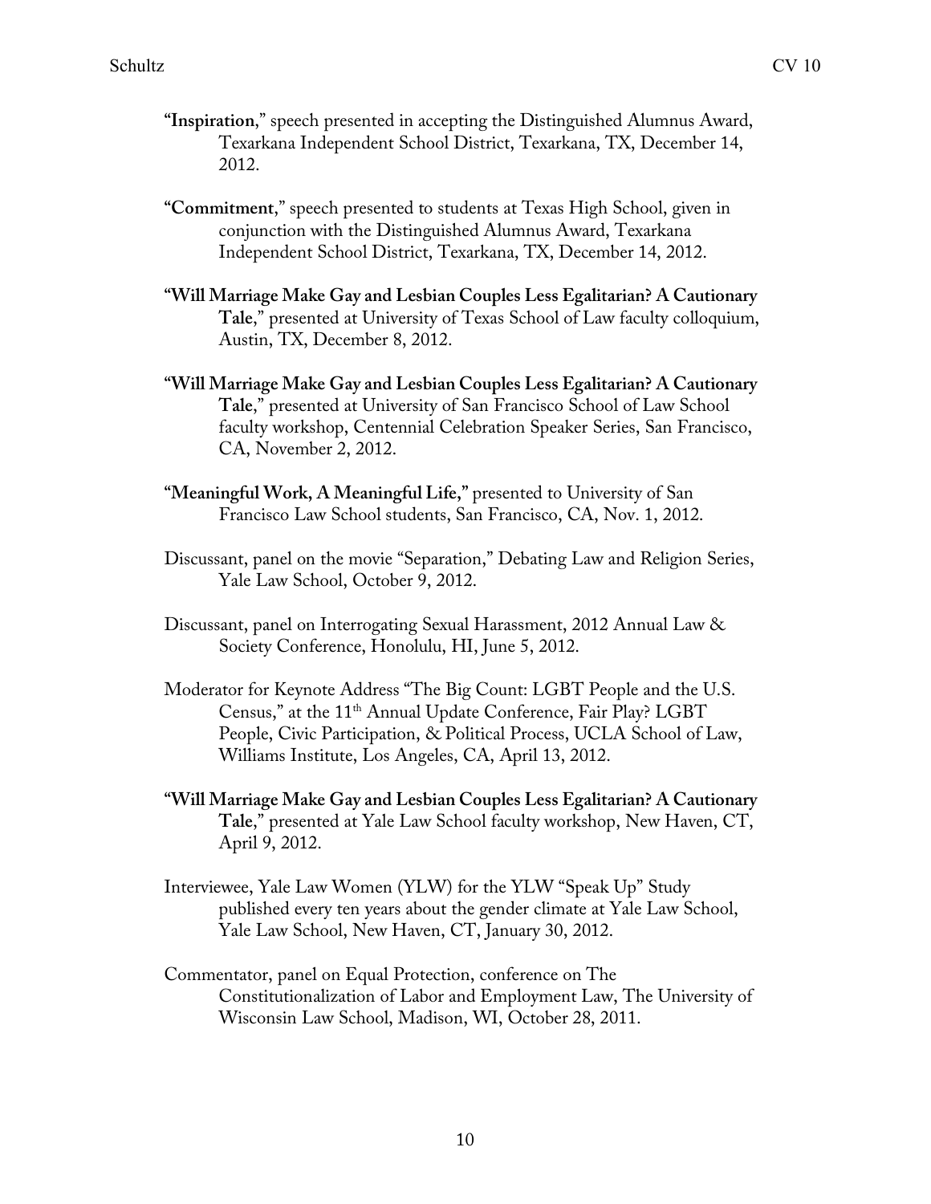"**Inspiration**," speech presented in accepting the Distinguished Alumnus Award, Texarkana Independent School District, Texarkana, TX, December 14, 2012.

"**Commitment**," speech presented to students at Texas High School, given in conjunction with the Distinguished Alumnus Award, Texarkana Independent School District, Texarkana, TX, December 14, 2012.

"**Will Marriage Make Gay and Lesbian Couples Less Egalitarian? A Cautionary Tale**," presented at University of Texas School of Law faculty colloquium, Austin, TX, December 8, 2012.

"**Will Marriage Make Gay and Lesbian Couples Less Egalitarian? A Cautionary Tale**," presented at University of San Francisco School of Law School faculty workshop, Centennial Celebration Speaker Series, San Francisco, CA, November 2, 2012.

"**Meaningful Work, A Meaningful Life,**" presented to University of San Francisco Law School students, San Francisco, CA, Nov. 1, 2012.

Discussant, panel on the movie "Separation," Debating Law and Religion Series, Yale Law School, October 9, 2012.

Discussant, panel on Interrogating Sexual Harassment, 2012 Annual Law & Society Conference, Honolulu, HI, June 5, 2012.

Moderator for Keynote Address "The Big Count: LGBT People and the U.S. Census," at the 11th Annual Update Conference, Fair Play? LGBT People, Civic Participation, & Political Process, UCLA School of Law, Williams Institute, Los Angeles, CA, April 13, 2012.

"**Will Marriage Make Gay and Lesbian Couples Less Egalitarian? A Cautionary Tale**," presented at Yale Law School faculty workshop, New Haven, CT, April 9, 2012.

Interviewee, Yale Law Women (YLW) for the YLW "Speak Up" Study published every ten years about the gender climate at Yale Law School, Yale Law School, New Haven, CT, January 30, 2012.

Commentator, panel on Equal Protection, conference on The Constitutionalization of Labor and Employment Law, The University of Wisconsin Law School, Madison, WI, October 28, 2011.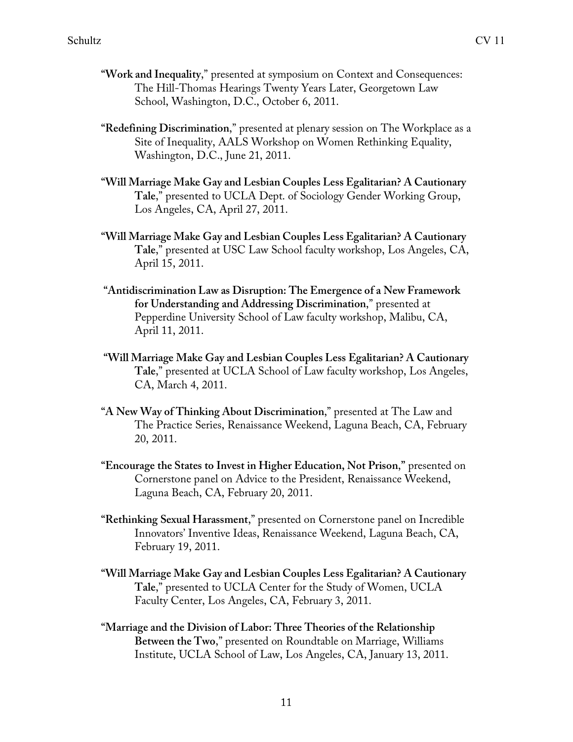"**Work and Inequality**," presented at symposium on Context and Consequences: The Hill-Thomas Hearings Twenty Years Later, Georgetown Law School, Washington, D.C., October 6, 2011.

"**Redefining Discrimination**," presented at plenary session on The Workplace as a Site of Inequality, AALS Workshop on Women Rethinking Equality, Washington, D.C., June 21, 2011.

"**Will Marriage Make Gay and Lesbian Couples Less Egalitarian? A Cautionary Tale**," presented to UCLA Dept. of Sociology Gender Working Group, Los Angeles, CA, April 27, 2011.

"**Will Marriage Make Gay and Lesbian Couples Less Egalitarian? A Cautionary Tale**," presented at USC Law School faculty workshop, Los Angeles, CA, April 15, 2011.

"**Antidiscrimination Law as Disruption: The Emergence of a New Framework for Understanding and Addressing Discrimination**," presented at Pepperdine University School of Law faculty workshop, Malibu, CA, April 11, 2011.

"**Will Marriage Make Gay and Lesbian Couples Less Egalitarian? A Cautionary Tale**," presented at UCLA School of Law faculty workshop, Los Angeles, CA, March 4, 2011.

"**A New Way of Thinking About Discrimination**," presented at The Law and The Practice Series, Renaissance Weekend, Laguna Beach, CA, February 20, 2011.

"**Encourage the States to Invest in Higher Education, Not Prison**," presented on Cornerstone panel on Advice to the President, Renaissance Weekend, Laguna Beach, CA, February 20, 2011.

"**Rethinking Sexual Harassment**," presented on Cornerstone panel on Incredible Innovators' Inventive Ideas, Renaissance Weekend, Laguna Beach, CA, February 19, 2011.

"**Will Marriage Make Gay and Lesbian Couples Less Egalitarian? A Cautionary Tale**," presented to UCLA Center for the Study of Women, UCLA Faculty Center, Los Angeles, CA, February 3, 2011.

"**Marriage and the Division of Labor: Three Theories of the Relationship Between the Two**," presented on Roundtable on Marriage, Williams Institute, UCLA School of Law, Los Angeles, CA, January 13, 2011.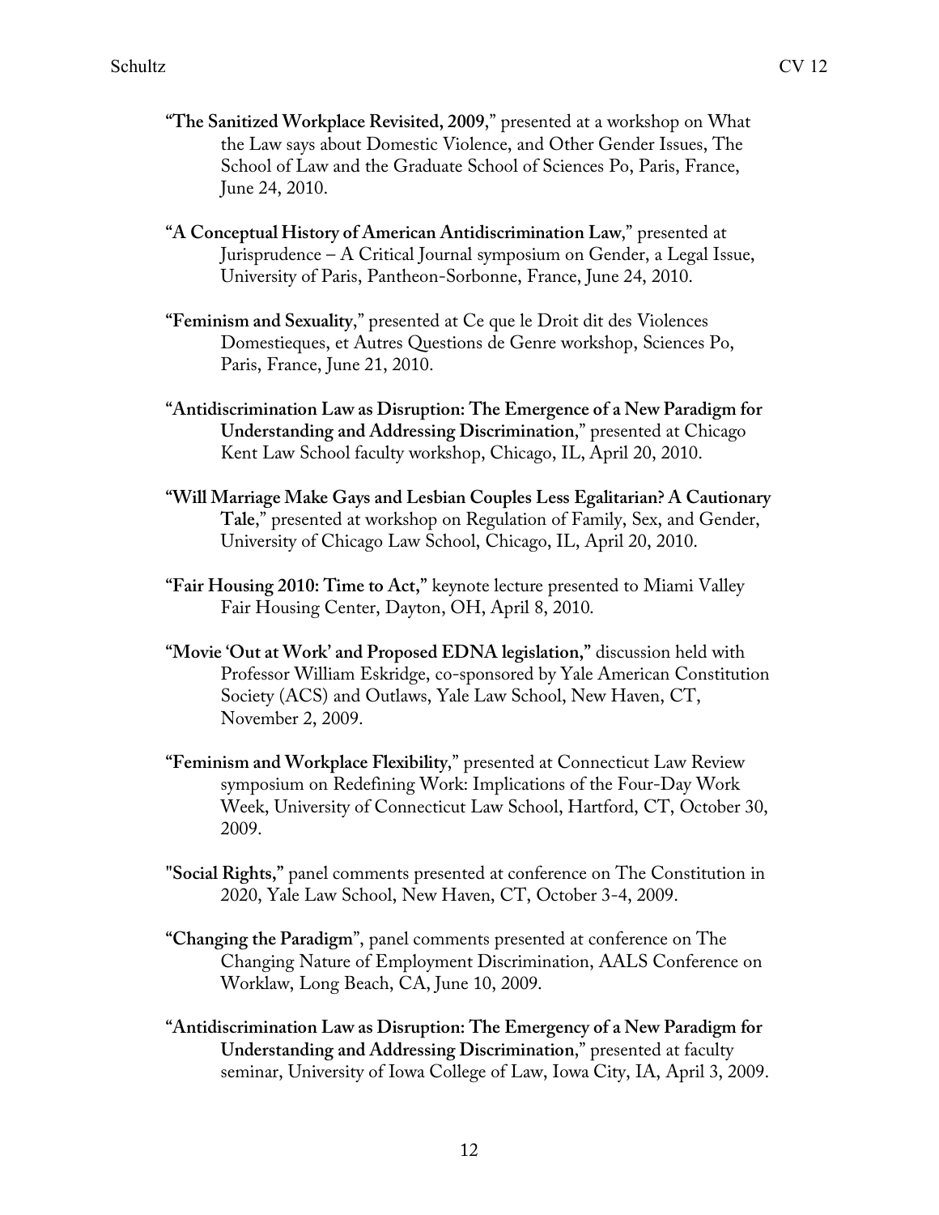**"The Sanitized Workplace Revisited, 2009**," presented at a workshop on What the Law says about Domestic Violence, and Other Gender Issues, The School of Law and the Graduate School of Sciences Po, Paris, France, June 24, 2010.

**"A Conceptual History of American Antidiscrimination Law**," presented at Jurisprudence – A Critical Journal symposium on Gender, a Legal Issue, University of Paris, Pantheon-Sorbonne, France, June 24, 2010.

**"Feminism and Sexuality**," presented at Ce que le Droit dit des Violences Domestieques, et Autres Questions de Genre workshop, Sciences Po, Paris, France, June 21, 2010.

**"Antidiscrimination Law as Disruption: The Emergence of a New Paradigm for Understanding and Addressing Discrimination**," presented at Chicago Kent Law School faculty workshop, Chicago, IL, April 20, 2010.

**"Will Marriage Make Gays and Lesbian Couples Less Egalitarian? A Cautionary Tale**," presented at workshop on Regulation of Family, Sex, and Gender, University of Chicago Law School, Chicago, IL, April 20, 2010.

**"Fair Housing 2010: Time to Act,"** keynote lecture presented to Miami Valley Fair Housing Center, Dayton, OH, April 8, 2010.

**"Movie 'Out at Work' and Proposed EDNA legislation,"** discussion held with Professor William Eskridge, co-sponsored by Yale American Constitution Society (ACS) and Outlaws, Yale Law School, New Haven, CT, November 2, 2009.

**"Feminism and Workplace Flexibility**," presented at Connecticut Law Review symposium on Redefining Work: Implications of the Four-Day Work Week, University of Connecticut Law School, Hartford, CT, October 30, 2009.

**"Social Rights,"** panel comments presented at conference on The Constitution in 2020, Yale Law School, New Haven, CT, October 3-4, 2009.

**"Changing the Paradigm"**, panel comments presented at conference on The Changing Nature of Employment Discrimination, AALS Conference on Worklaw, Long Beach, CA, June 10, 2009.

**"Antidiscrimination Law as Disruption: The Emergency of a New Paradigm for Understanding and Addressing Discrimination**," presented at faculty seminar, University of Iowa College of Law, Iowa City, IA, April 3, 2009.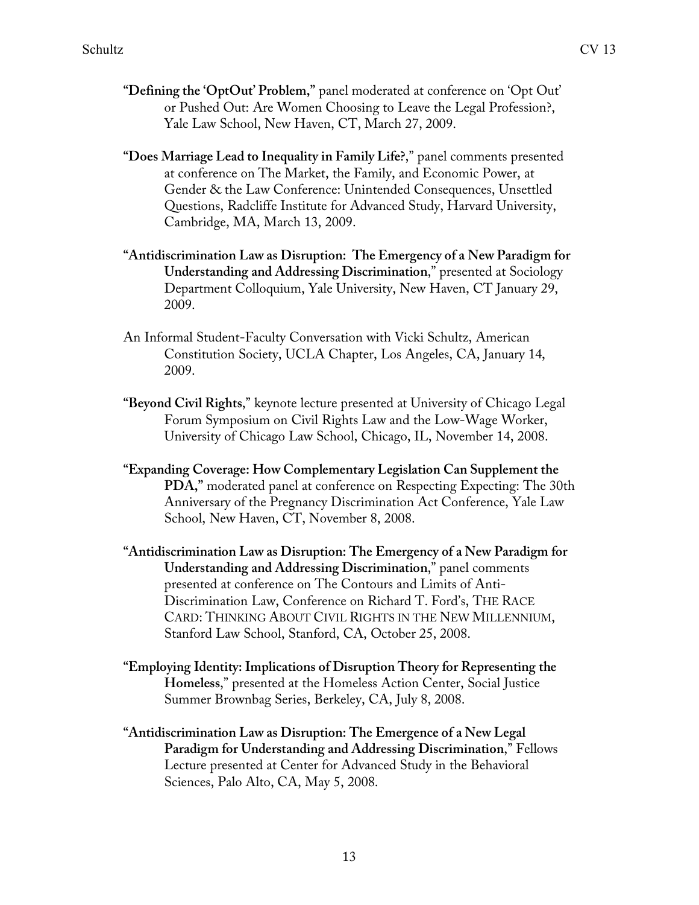**"Defining the 'OptOut' Problem,"** panel moderated at conference on 'Opt Out' or Pushed Out: Are Women Choosing to Leave the Legal Profession?, Yale Law School, New Haven, CT, March 27, 2009.

**"Does Marriage Lead to Inequality in Family Life?,"** panel comments presented at conference on The Market, the Family, and Economic Power, at Gender & the Law Conference: Unintended Consequences, Unsettled Questions, Radcliffe Institute for Advanced Study, Harvard University, Cambridge, MA, March 13, 2009.

**"Antidiscrimination Law as Disruption: The Emergency of a New Paradigm for Understanding and Addressing Discrimination,"** presented at Sociology Department Colloquium, Yale University, New Haven, CT January 29, 2009.

An Informal Student-Faculty Conversation with Vicki Schultz, American Constitution Society, UCLA Chapter, Los Angeles, CA, January 14, 2009.

**"Beyond Civil Rights,"** keynote lecture presented at University of Chicago Legal Forum Symposium on Civil Rights Law and the Low-Wage Worker, University of Chicago Law School, Chicago, IL, November 14, 2008.

**"Expanding Coverage: How Complementary Legislation Can Supplement the PDA,"** moderated panel at conference on Respecting Expecting: The 30th Anniversary of the Pregnancy Discrimination Act Conference, Yale Law School, New Haven, CT, November 8, 2008.

**"Antidiscrimination Law as Disruption: The Emergency of a New Paradigm for Understanding and Addressing Discrimination,"** panel comments presented at conference on The Contours and Limits of Anti-Discrimination Law, Conference on Richard T. Ford's, THE RACE CARD: THINKING ABOUT CIVIL RIGHTS IN THE NEW MILLENNIUM, Stanford Law School, Stanford, CA, October 25, 2008.

**"Employing Identity: Implications of Disruption Theory for Representing the Homeless,"** presented at the Homeless Action Center, Social Justice Summer Brownbag Series, Berkeley, CA, July 8, 2008.

**"Antidiscrimination Law as Disruption: The Emergence of a New Legal Paradigm for Understanding and Addressing Discrimination,"** Fellows Lecture presented at Center for Advanced Study in the Behavioral Sciences, Palo Alto, CA, May 5, 2008.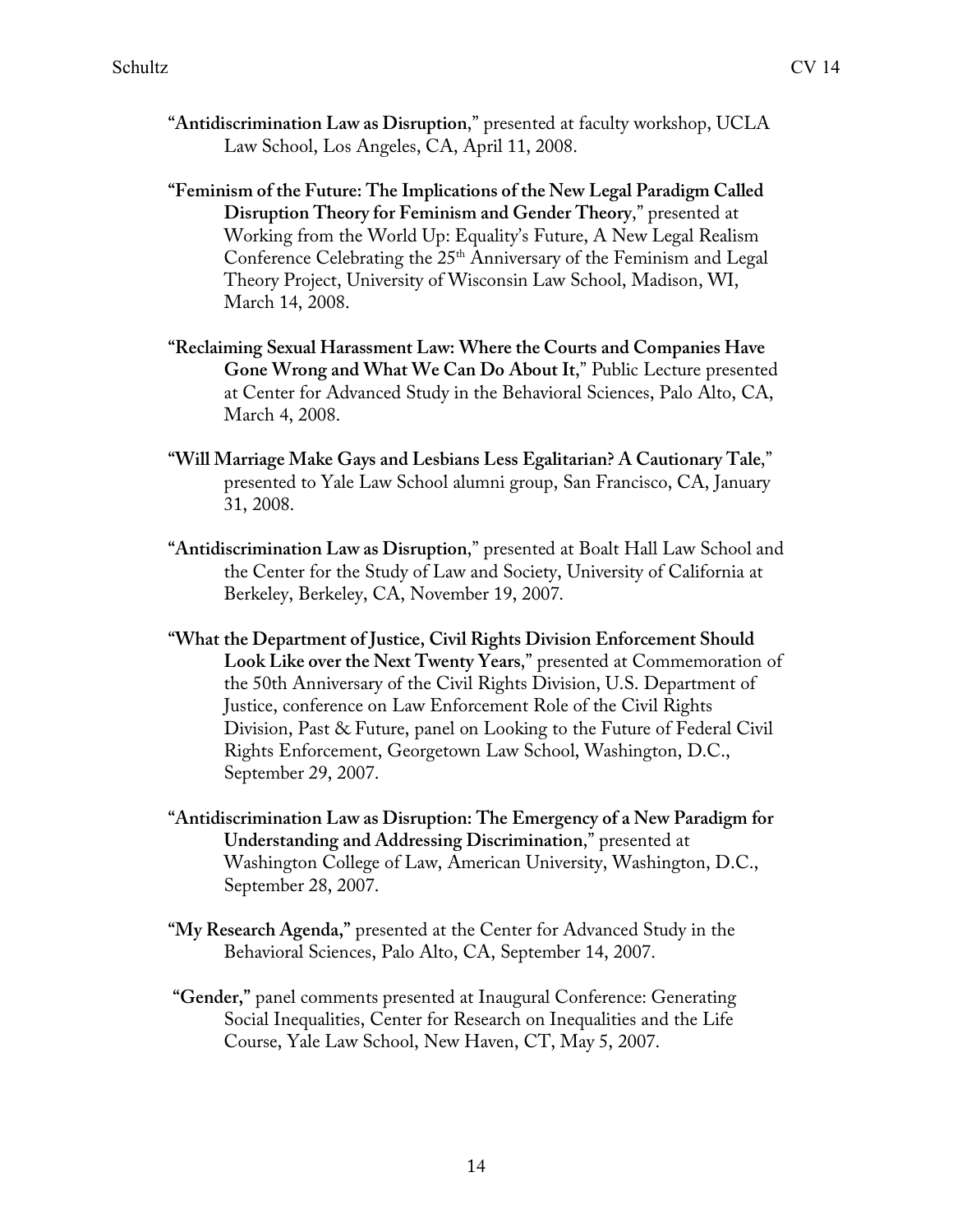"**Antidiscrimination Law as Disruption**," presented at faculty workshop, UCLA Law School, Los Angeles, CA, April 11, 2008.

"**Feminism of the Future: The Implications of the New Legal Paradigm Called Disruption Theory for Feminism and Gender Theory**," presented at Working from the World Up: Equality's Future, A New Legal Realism Conference Celebrating the 25th Anniversary of the Feminism and Legal Theory Project, University of Wisconsin Law School, Madison, WI, March 14, 2008.

"**Reclaiming Sexual Harassment Law: Where the Courts and Companies Have Gone Wrong and What We Can Do About It**," Public Lecture presented at Center for Advanced Study in the Behavioral Sciences, Palo Alto, CA, March 4, 2008.

"**Will Marriage Make Gays and Lesbians Less Egalitarian? A Cautionary Tale**," presented to Yale Law School alumni group, San Francisco, CA, January 31, 2008.

"**Antidiscrimination Law as Disruption**," presented at Boalt Hall Law School and the Center for the Study of Law and Society, University of California at Berkeley, Berkeley, CA, November 19, 2007.

"**What the Department of Justice, Civil Rights Division Enforcement Should Look Like over the Next Twenty Years**," presented at Commemoration of the 50th Anniversary of the Civil Rights Division, U.S. Department of Justice, conference on Law Enforcement Role of the Civil Rights Division, Past & Future, panel on Looking to the Future of Federal Civil Rights Enforcement, Georgetown Law School, Washington, D.C., September 29, 2007.

"**Antidiscrimination Law as Disruption: The Emergency of a New Paradigm for Understanding and Addressing Discrimination**," presented at Washington College of Law, American University, Washington, D.C., September 28, 2007.

"**My Research Agenda,**" presented at the Center for Advanced Study in the Behavioral Sciences, Palo Alto, CA, September 14, 2007.

"**Gender,**" panel comments presented at Inaugural Conference: Generating Social Inequalities, Center for Research on Inequalities and the Life Course, Yale Law School, New Haven, CT, May 5, 2007.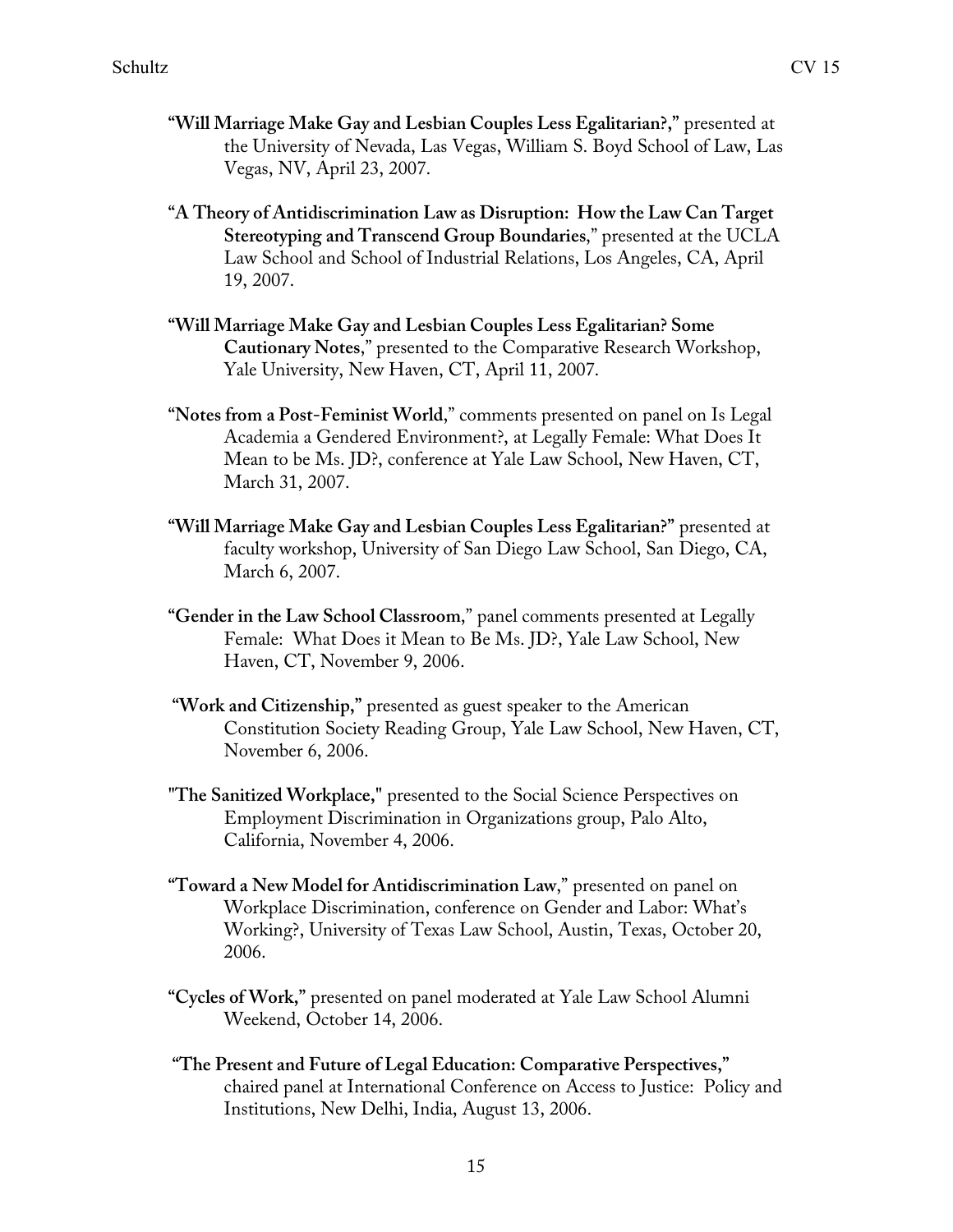**"Will Marriage Make Gay and Lesbian Couples Less Egalitarian?,"** presented at the University of Nevada, Las Vegas, William S. Boyd School of Law, Las Vegas, NV, April 23, 2007.

**"A Theory of Antidiscrimination Law as Disruption: How the Law Can Target Stereotyping and Transcend Group Boundaries**," presented at the UCLA Law School and School of Industrial Relations, Los Angeles, CA, April 19, 2007.

**"Will Marriage Make Gay and Lesbian Couples Less Egalitarian? Some Cautionary Notes**," presented to the Comparative Research Workshop, Yale University, New Haven, CT, April 11, 2007.

**"Notes from a Post-Feminist World**," comments presented on panel on Is Legal Academia a Gendered Environment?, at Legally Female: What Does It Mean to be Ms. JD?, conference at Yale Law School, New Haven, CT, March 31, 2007.

**"Will Marriage Make Gay and Lesbian Couples Less Egalitarian?"** presented at faculty workshop, University of San Diego Law School, San Diego, CA, March 6, 2007.

**"Gender in the Law School Classroom**," panel comments presented at Legally Female: What Does it Mean to Be Ms. JD?, Yale Law School, New Haven, CT, November 9, 2006.

**"Work and Citizenship,"** presented as guest speaker to the American Constitution Society Reading Group, Yale Law School, New Haven, CT, November 6, 2006.

**"The Sanitized Workplace,"** presented to the Social Science Perspectives on Employment Discrimination in Organizations group, Palo Alto, California, November 4, 2006.

**"Toward a New Model for Antidiscrimination Law**," presented on panel on Workplace Discrimination, conference on Gender and Labor: What's Working?, University of Texas Law School, Austin, Texas, October 20, 2006.

**"Cycles of Work,"** presented on panel moderated at Yale Law School Alumni Weekend, October 14, 2006.

**"The Present and Future of Legal Education: Comparative Perspectives,"** chaired panel at International Conference on Access to Justice: Policy and Institutions, New Delhi, India, August 13, 2006.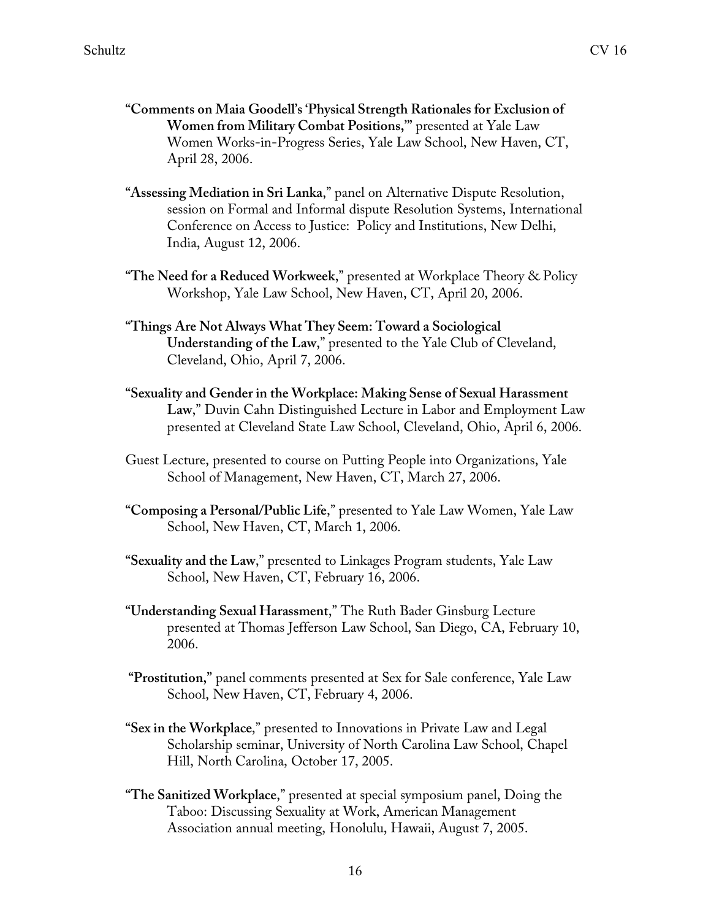**"Comments on Maia Goodell's 'Physical Strength Rationales for Exclusion of Women from Military Combat Positions,'"** presented at Yale Law Women Works-in-Progress Series, Yale Law School, New Haven, CT, April 28, 2006.

"**Assessing Mediation in Sri Lanka**," panel on Alternative Dispute Resolution, session on Formal and Informal dispute Resolution Systems, International Conference on Access to Justice: Policy and Institutions, New Delhi, India, August 12, 2006.

"**The Need for a Reduced Workweek**," presented at Workplace Theory & Policy Workshop, Yale Law School, New Haven, CT, April 20, 2006.

"**Things Are Not Always What They Seem: Toward a Sociological Understanding of the Law**," presented to the Yale Club of Cleveland, Cleveland, Ohio, April 7, 2006.

"**Sexuality and Gender in the Workplace: Making Sense of Sexual Harassment Law**," Duvin Cahn Distinguished Lecture in Labor and Employment Law presented at Cleveland State Law School, Cleveland, Ohio, April 6, 2006.

Guest Lecture, presented to course on Putting People into Organizations, Yale School of Management, New Haven, CT, March 27, 2006.

"**Composing a Personal/Public Life**," presented to Yale Law Women, Yale Law School, New Haven, CT, March 1, 2006.

"**Sexuality and the Law**," presented to Linkages Program students, Yale Law School, New Haven, CT, February 16, 2006.

"**Understanding Sexual Harassment**," The Ruth Bader Ginsburg Lecture presented at Thomas Jefferson Law School, San Diego, CA, February 10, 2006.

**"Prostitution,"** panel comments presented at Sex for Sale conference, Yale Law School, New Haven, CT, February 4, 2006.

"**Sex in the Workplace**," presented to Innovations in Private Law and Legal Scholarship seminar, University of North Carolina Law School, Chapel Hill, North Carolina, October 17, 2005.

"**The Sanitized Workplace**," presented at special symposium panel, Doing the Taboo: Discussing Sexuality at Work, American Management Association annual meeting, Honolulu, Hawaii, August 7, 2005.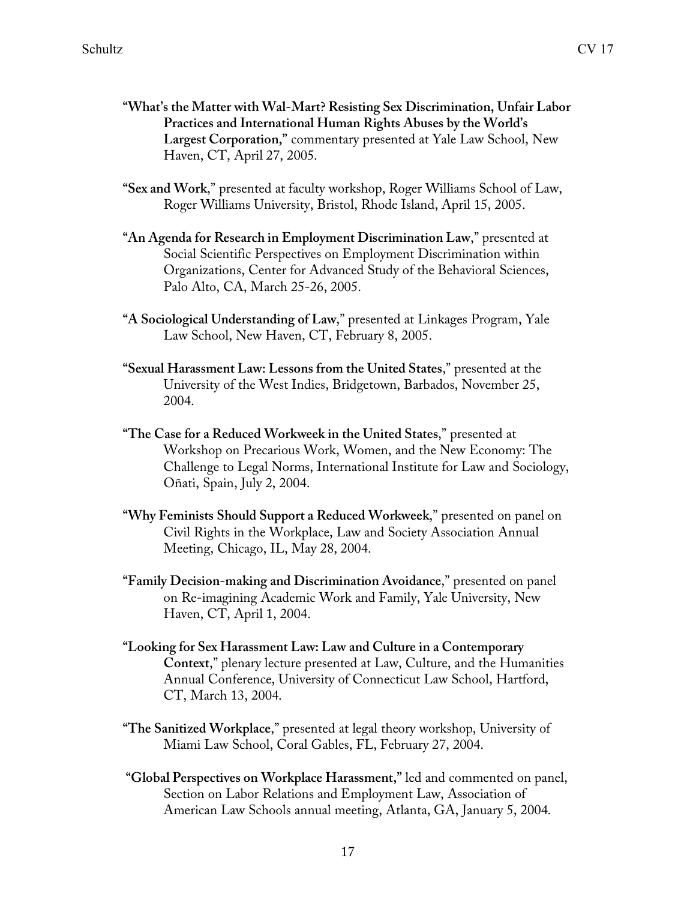"**What's the Matter with Wal-Mart? Resisting Sex Discrimination, Unfair Labor Practices and International Human Rights Abuses by the World's Largest Corporation,**" commentary presented at Yale Law School, New Haven, CT, April 27, 2005.

"**Sex and Work**," presented at faculty workshop, Roger Williams School of Law, Roger Williams University, Bristol, Rhode Island, April 15, 2005.

"**An Agenda for Research in Employment Discrimination Law**," presented at Social Scientific Perspectives on Employment Discrimination within Organizations, Center for Advanced Study of the Behavioral Sciences, Palo Alto, CA, March 25-26, 2005.

"**A Sociological Understanding of Law**," presented at Linkages Program, Yale Law School, New Haven, CT, February 8, 2005.

"**Sexual Harassment Law: Lessons from the United States**," presented at the University of the West Indies, Bridgetown, Barbados, November 25, 2004.

"**The Case for a Reduced Workweek in the United States**," presented at Workshop on Precarious Work, Women, and the New Economy: The Challenge to Legal Norms, International Institute for Law and Sociology, Oñati, Spain, July 2, 2004.

"**Why Feminists Should Support a Reduced Workweek**," presented on panel on Civil Rights in the Workplace, Law and Society Association Annual Meeting, Chicago, IL, May 28, 2004.

"**Family Decision-making and Discrimination Avoidance**," presented on panel on Re-imagining Academic Work and Family, Yale University, New Haven, CT, April 1, 2004.

"**Looking for Sex Harassment Law: Law and Culture in a Contemporary Context**," plenary lecture presented at Law, Culture, and the Humanities Annual Conference, University of Connecticut Law School, Hartford, CT, March 13, 2004.

"**The Sanitized Workplace**," presented at legal theory workshop, University of Miami Law School, Coral Gables, FL, February 27, 2004.

"**Global Perspectives on Workplace Harassment,**" led and commented on panel, Section on Labor Relations and Employment Law, Association of American Law Schools annual meeting, Atlanta, GA, January 5, 2004.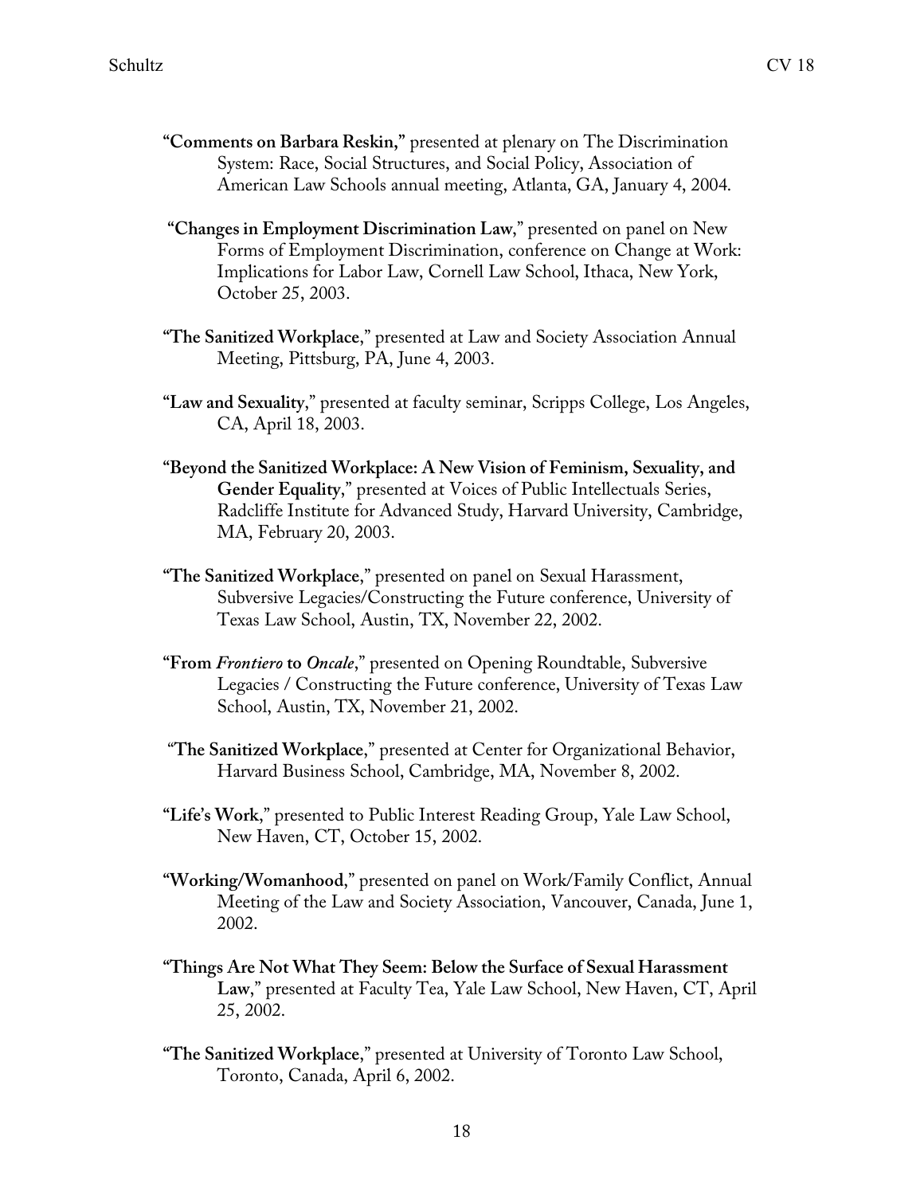"**Comments on Barbara Reskin,**" presented at plenary on The Discrimination System: Race, Social Structures, and Social Policy, Association of American Law Schools annual meeting, Atlanta, GA, January 4, 2004.

"**Changes in Employment Discrimination Law**," presented on panel on New Forms of Employment Discrimination, conference on Change at Work: Implications for Labor Law, Cornell Law School, Ithaca, New York, October 25, 2003.

"**The Sanitized Workplace**," presented at Law and Society Association Annual Meeting, Pittsburg, PA, June 4, 2003.

"**Law and Sexuality**," presented at faculty seminar, Scripps College, Los Angeles, CA, April 18, 2003.

"**Beyond the Sanitized Workplace: A New Vision of Feminism, Sexuality, and Gender Equality**," presented at Voices of Public Intellectuals Series, Radcliffe Institute for Advanced Study, Harvard University, Cambridge, MA, February 20, 2003.

"**The Sanitized Workplace**," presented on panel on Sexual Harassment, Subversive Legacies/Constructing the Future conference, University of Texas Law School, Austin, TX, November 22, 2002.

"**From *Frontiero* to *Oncale***," presented on Opening Roundtable, Subversive Legacies / Constructing the Future conference, University of Texas Law School, Austin, TX, November 21, 2002.

"**The Sanitized Workplace**," presented at Center for Organizational Behavior, Harvard Business School, Cambridge, MA, November 8, 2002.

"**Life's Work**," presented to Public Interest Reading Group, Yale Law School, New Haven, CT, October 15, 2002.

"**Working/Womanhood**," presented on panel on Work/Family Conflict, Annual Meeting of the Law and Society Association, Vancouver, Canada, June 1, 2002.

"**Things Are Not What They Seem: Below the Surface of Sexual Harassment Law**," presented at Faculty Tea, Yale Law School, New Haven, CT, April 25, 2002.

"**The Sanitized Workplace**," presented at University of Toronto Law School, Toronto, Canada, April 6, 2002.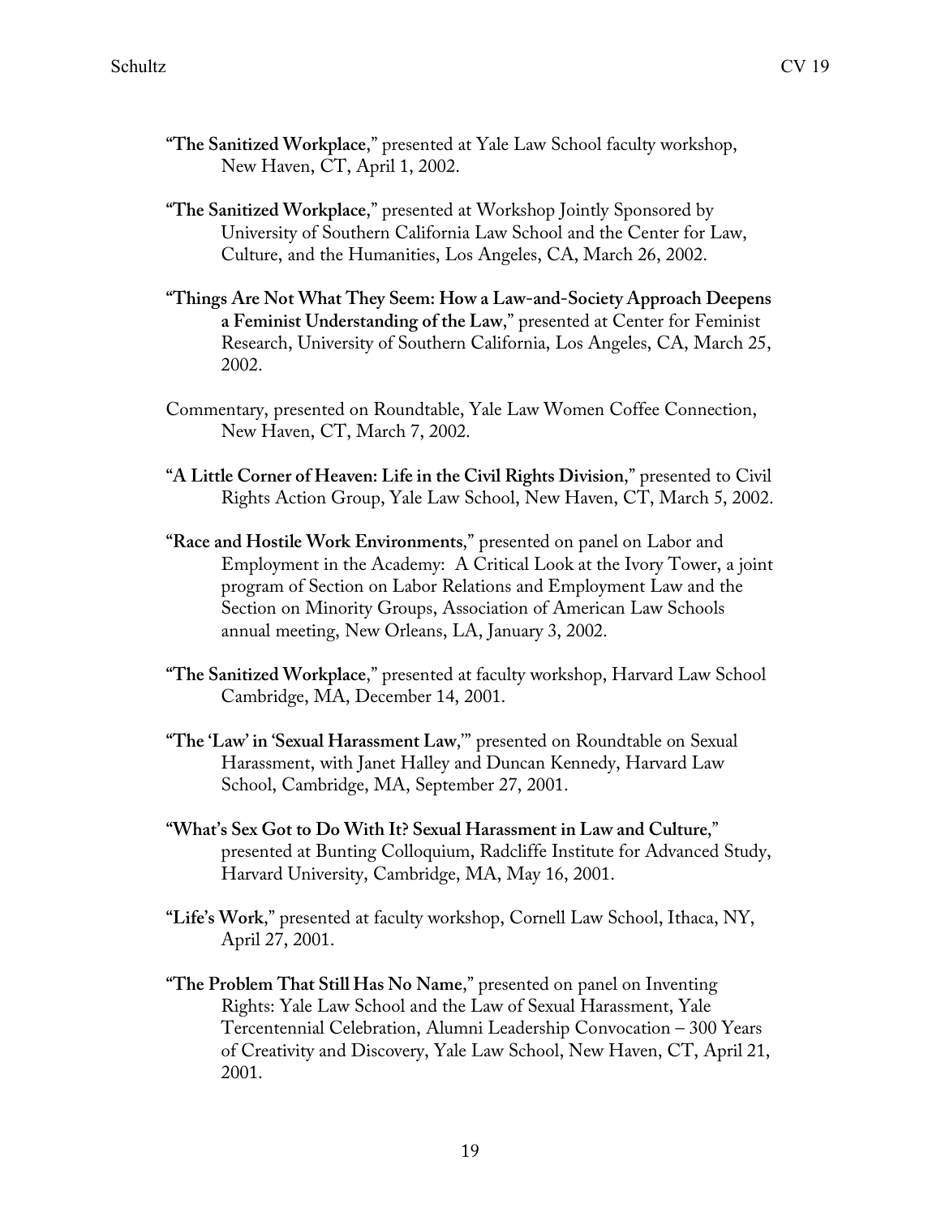"**The Sanitized Workplace**," presented at Yale Law School faculty workshop, New Haven, CT, April 1, 2002.

"**The Sanitized Workplace**," presented at Workshop Jointly Sponsored by University of Southern California Law School and the Center for Law, Culture, and the Humanities, Los Angeles, CA, March 26, 2002.

"**Things Are Not What They Seem: How a Law-and-Society Approach Deepens a Feminist Understanding of the Law**," presented at Center for Feminist Research, University of Southern California, Los Angeles, CA, March 25, 2002.

Commentary, presented on Roundtable, Yale Law Women Coffee Connection, New Haven, CT, March 7, 2002.

"**A Little Corner of Heaven: Life in the Civil Rights Division**," presented to Civil Rights Action Group, Yale Law School, New Haven, CT, March 5, 2002.

"**Race and Hostile Work Environments**," presented on panel on Labor and Employment in the Academy: A Critical Look at the Ivory Tower, a joint program of Section on Labor Relations and Employment Law and the Section on Minority Groups, Association of American Law Schools annual meeting, New Orleans, LA, January 3, 2002.

"**The Sanitized Workplace**," presented at faculty workshop, Harvard Law School Cambridge, MA, December 14, 2001.

"**The 'Law' in 'Sexual Harassment Law**,'" presented on Roundtable on Sexual Harassment, with Janet Halley and Duncan Kennedy, Harvard Law School, Cambridge, MA, September 27, 2001.

"**What's Sex Got to Do With It? Sexual Harassment in Law and Culture**," presented at Bunting Colloquium, Radcliffe Institute for Advanced Study, Harvard University, Cambridge, MA, May 16, 2001.

"**Life's Work**," presented at faculty workshop, Cornell Law School, Ithaca, NY, April 27, 2001.

"**The Problem That Still Has No Name**," presented on panel on Inventing Rights: Yale Law School and the Law of Sexual Harassment, Yale Tercentennial Celebration, Alumni Leadership Convocation – 300 Years of Creativity and Discovery, Yale Law School, New Haven, CT, April 21, 2001.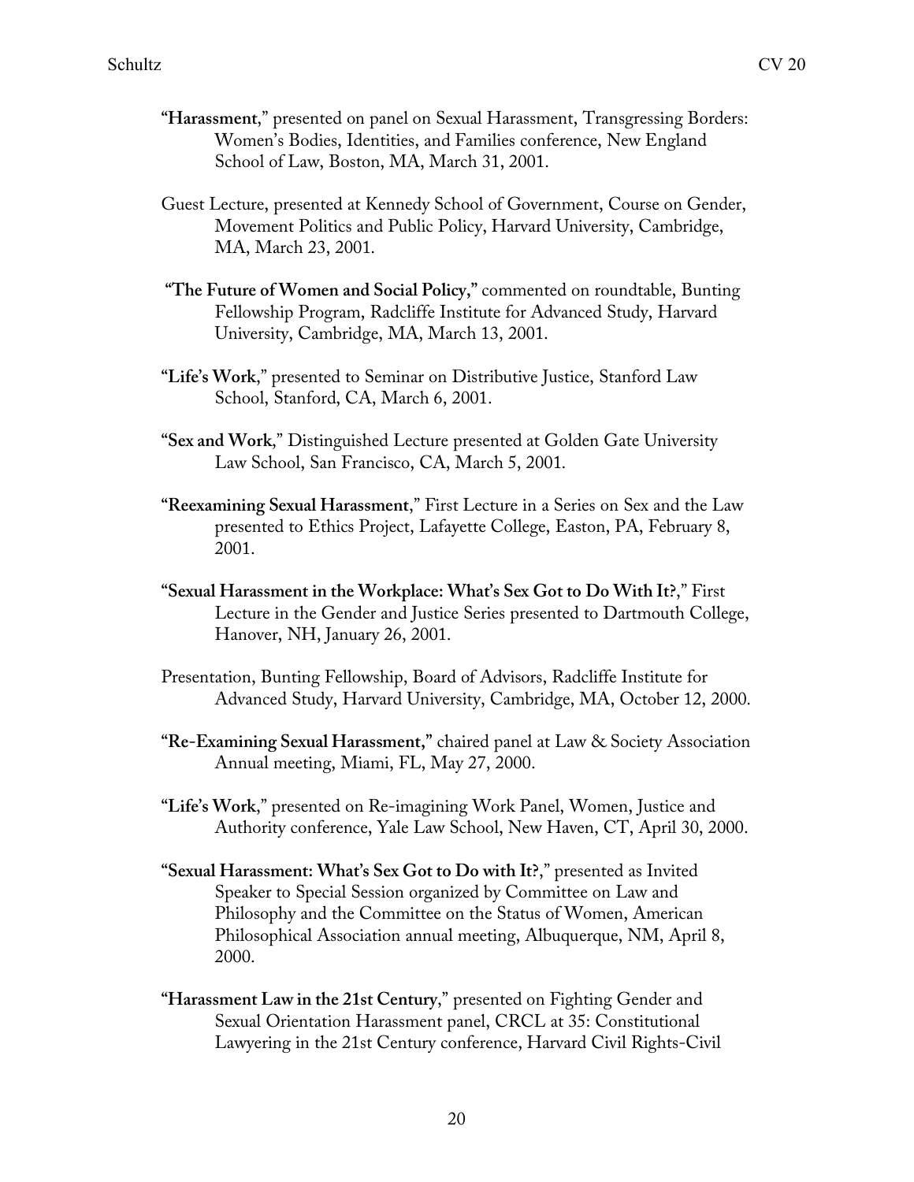"**Harassment**," presented on panel on Sexual Harassment, Transgressing Borders: Women's Bodies, Identities, and Families conference, New England School of Law, Boston, MA, March 31, 2001.

Guest Lecture, presented at Kennedy School of Government, Course on Gender, Movement Politics and Public Policy, Harvard University, Cambridge, MA, March 23, 2001.

**"The Future of Women and Social Policy,"** commented on roundtable, Bunting Fellowship Program, Radcliffe Institute for Advanced Study, Harvard University, Cambridge, MA, March 13, 2001.

"**Life's Work**," presented to Seminar on Distributive Justice, Stanford Law School, Stanford, CA, March 6, 2001.

"**Sex and Work**," Distinguished Lecture presented at Golden Gate University Law School, San Francisco, CA, March 5, 2001.

"**Reexamining Sexual Harassment**," First Lecture in a Series on Sex and the Law presented to Ethics Project, Lafayette College, Easton, PA, February 8, 2001.

"**Sexual Harassment in the Workplace: What's Sex Got to Do With It?**," First Lecture in the Gender and Justice Series presented to Dartmouth College, Hanover, NH, January 26, 2001.

Presentation, Bunting Fellowship, Board of Advisors, Radcliffe Institute for Advanced Study, Harvard University, Cambridge, MA, October 12, 2000.

**"Re-Examining Sexual Harassment,"** chaired panel at Law & Society Association Annual meeting, Miami, FL, May 27, 2000.

"**Life's Work**," presented on Re-imagining Work Panel, Women, Justice and Authority conference, Yale Law School, New Haven, CT, April 30, 2000.

"**Sexual Harassment: What's Sex Got to Do with It?**," presented as Invited Speaker to Special Session organized by Committee on Law and Philosophy and the Committee on the Status of Women, American Philosophical Association annual meeting, Albuquerque, NM, April 8, 2000.

"**Harassment Law in the 21st Century**," presented on Fighting Gender and Sexual Orientation Harassment panel, CRCL at 35: Constitutional Lawyering in the 21st Century conference, Harvard Civil Rights-Civil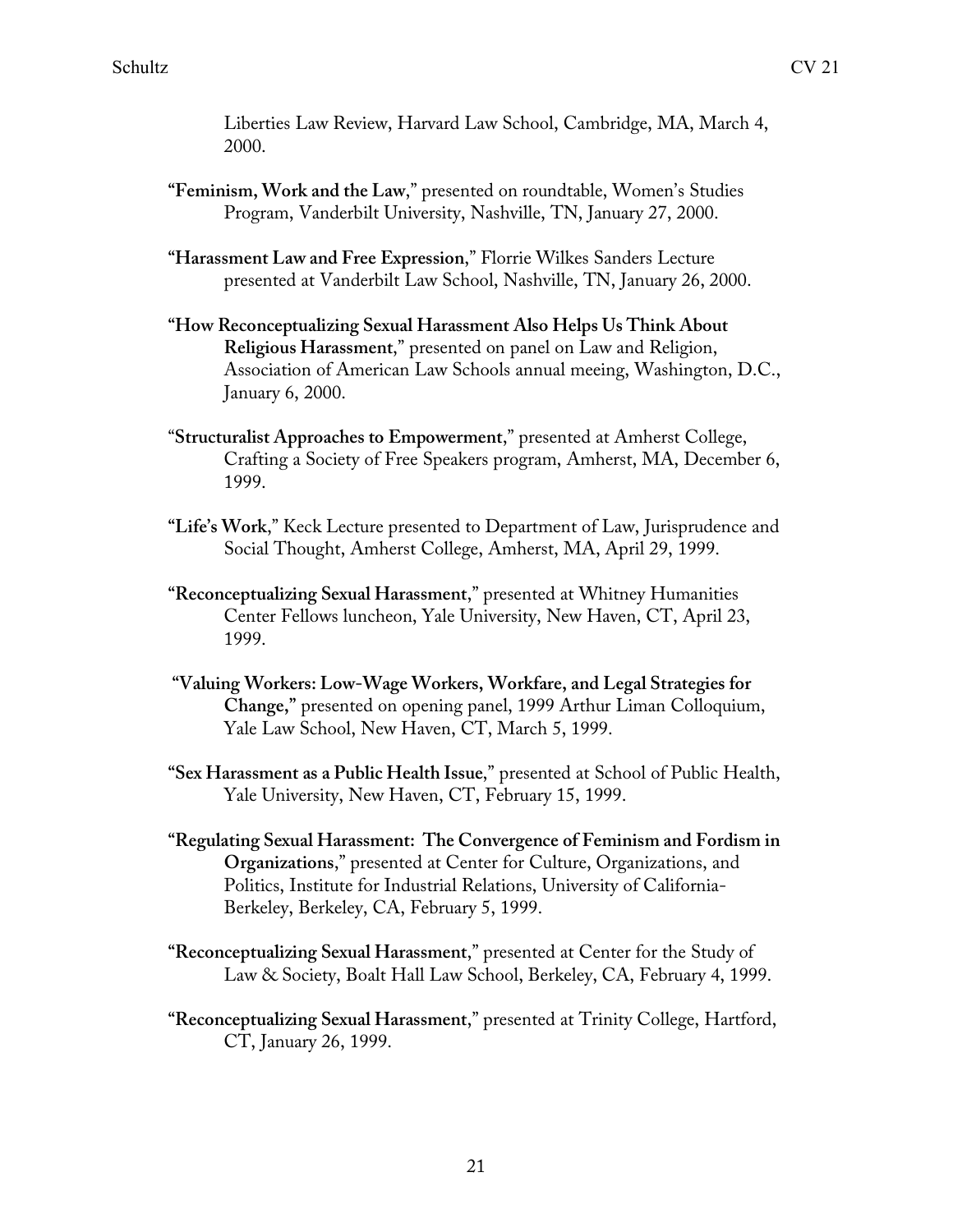Liberties Law Review, Harvard Law School, Cambridge, MA, March 4, 2000.

"**Feminism, Work and the Law**," presented on roundtable, Women's Studies Program, Vanderbilt University, Nashville, TN, January 27, 2000.

"**Harassment Law and Free Expression**," Florrie Wilkes Sanders Lecture presented at Vanderbilt Law School, Nashville, TN, January 26, 2000.

"**How Reconceptualizing Sexual Harassment Also Helps Us Think About Religious Harassment**," presented on panel on Law and Religion, Association of American Law Schools annual meeing, Washington, D.C., January 6, 2000.

"**Structuralist Approaches to Empowerment**," presented at Amherst College, Crafting a Society of Free Speakers program, Amherst, MA, December 6, 1999.

"**Life's Work**," Keck Lecture presented to Department of Law, Jurisprudence and Social Thought, Amherst College, Amherst, MA, April 29, 1999.

"**Reconceptualizing Sexual Harassment**," presented at Whitney Humanities Center Fellows luncheon, Yale University, New Haven, CT, April 23, 1999.

"**Valuing Workers: Low-Wage Workers, Workfare, and Legal Strategies for Change,**" presented on opening panel, 1999 Arthur Liman Colloquium, Yale Law School, New Haven, CT, March 5, 1999.

"**Sex Harassment as a Public Health Issue**," presented at School of Public Health, Yale University, New Haven, CT, February 15, 1999.

"**Regulating Sexual Harassment: The Convergence of Feminism and Fordism in Organizations**," presented at Center for Culture, Organizations, and Politics, Institute for Industrial Relations, University of California-Berkeley, Berkeley, CA, February 5, 1999.

"**Reconceptualizing Sexual Harassment**," presented at Center for the Study of Law & Society, Boalt Hall Law School, Berkeley, CA, February 4, 1999.

"**Reconceptualizing Sexual Harassment**," presented at Trinity College, Hartford, CT, January 26, 1999.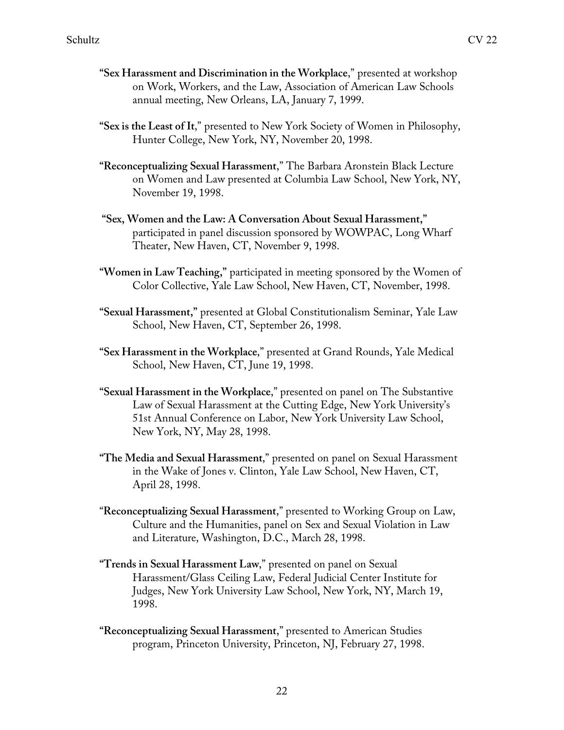"**Sex Harassment and Discrimination in the Workplace**," presented at workshop on Work, Workers, and the Law, Association of American Law Schools annual meeting, New Orleans, LA, January 7, 1999.

"**Sex is the Least of It**," presented to New York Society of Women in Philosophy, Hunter College, New York, NY, November 20, 1998.

"**Reconceptualizing Sexual Harassment**," The Barbara Aronstein Black Lecture on Women and Law presented at Columbia Law School, New York, NY, November 19, 1998.

"**Sex, Women and the Law: A Conversation About Sexual Harassment,**" participated in panel discussion sponsored by WOWPAC, Long Wharf Theater, New Haven, CT, November 9, 1998.

"**Women in Law Teaching,**" participated in meeting sponsored by the Women of Color Collective, Yale Law School, New Haven, CT, November, 1998.

"**Sexual Harassment,**" presented at Global Constitutionalism Seminar, Yale Law School, New Haven, CT, September 26, 1998.

"**Sex Harassment in the Workplace**," presented at Grand Rounds, Yale Medical School, New Haven, CT, June 19, 1998.

"**Sexual Harassment in the Workplace**," presented on panel on The Substantive Law of Sexual Harassment at the Cutting Edge, New York University's 51st Annual Conference on Labor, New York University Law School, New York, NY, May 28, 1998.

"**The Media and Sexual Harassment**," presented on panel on Sexual Harassment in the Wake of Jones v. Clinton, Yale Law School, New Haven, CT, April 28, 1998.

"**Reconceptualizing Sexual Harassment**," presented to Working Group on Law, Culture and the Humanities, panel on Sex and Sexual Violation in Law and Literature, Washington, D.C., March 28, 1998.

"**Trends in Sexual Harassment Law**," presented on panel on Sexual Harassment/Glass Ceiling Law, Federal Judicial Center Institute for Judges, New York University Law School, New York, NY, March 19, 1998.

"**Reconceptualizing Sexual Harassment**," presented to American Studies program, Princeton University, Princeton, NJ, February 27, 1998.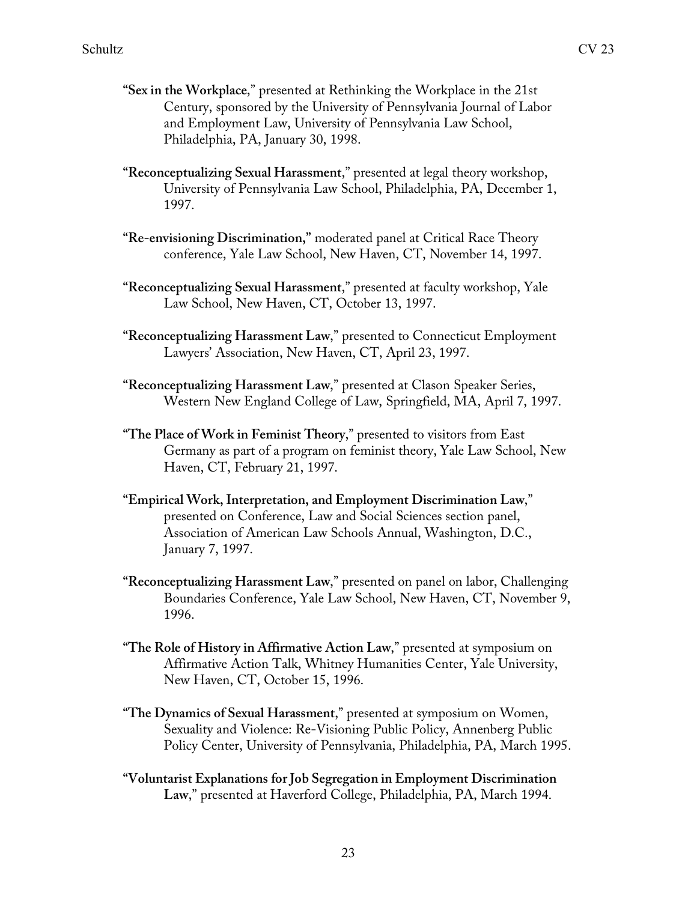"**Sex in the Workplace**," presented at Rethinking the Workplace in the 21st Century, sponsored by the University of Pennsylvania Journal of Labor and Employment Law, University of Pennsylvania Law School, Philadelphia, PA, January 30, 1998.

"**Reconceptualizing Sexual Harassment**," presented at legal theory workshop, University of Pennsylvania Law School, Philadelphia, PA, December 1, 1997.

"**Re-envisioning Discrimination,**" moderated panel at Critical Race Theory conference, Yale Law School, New Haven, CT, November 14, 1997.

"**Reconceptualizing Sexual Harassment**," presented at faculty workshop, Yale Law School, New Haven, CT, October 13, 1997.

"**Reconceptualizing Harassment Law**," presented to Connecticut Employment Lawyers' Association, New Haven, CT, April 23, 1997.

"**Reconceptualizing Harassment Law**," presented at Clason Speaker Series, Western New England College of Law, Springfield, MA, April 7, 1997.

"**The Place of Work in Feminist Theory**," presented to visitors from East Germany as part of a program on feminist theory, Yale Law School, New Haven, CT, February 21, 1997.

"**Empirical Work, Interpretation, and Employment Discrimination Law**," presented on Conference, Law and Social Sciences section panel, Association of American Law Schools Annual, Washington, D.C., January 7, 1997.

"**Reconceptualizing Harassment Law**," presented on panel on labor, Challenging Boundaries Conference, Yale Law School, New Haven, CT, November 9, 1996.

"**The Role of History in Affirmative Action Law**," presented at symposium on Affirmative Action Talk, Whitney Humanities Center, Yale University, New Haven, CT, October 15, 1996.

"**The Dynamics of Sexual Harassment**," presented at symposium on Women, Sexuality and Violence: Re-Visioning Public Policy, Annenberg Public Policy Center, University of Pennsylvania, Philadelphia, PA, March 1995.

"**Voluntarist Explanations for Job Segregation in Employment Discrimination Law**," presented at Haverford College, Philadelphia, PA, March 1994.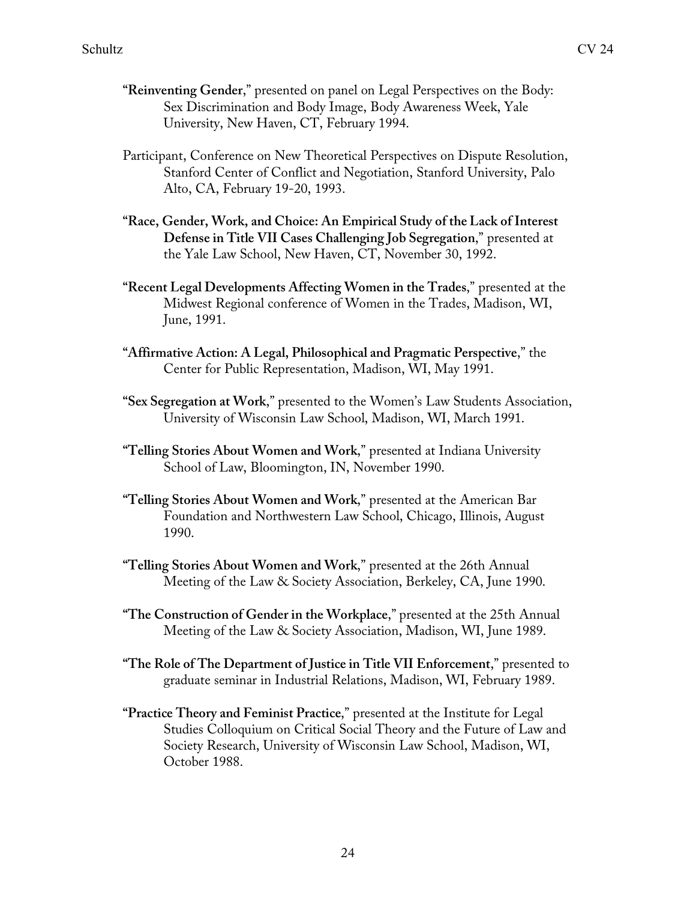"**Reinventing Gender**," presented on panel on Legal Perspectives on the Body: Sex Discrimination and Body Image, Body Awareness Week, Yale University, New Haven, CT, February 1994.

Participant, Conference on New Theoretical Perspectives on Dispute Resolution, Stanford Center of Conflict and Negotiation, Stanford University, Palo Alto, CA, February 19-20, 1993.

"**Race, Gender, Work, and Choice: An Empirical Study of the Lack of Interest Defense in Title VII Cases Challenging Job Segregation**," presented at the Yale Law School, New Haven, CT, November 30, 1992.

"**Recent Legal Developments Affecting Women in the Trades**," presented at the Midwest Regional conference of Women in the Trades, Madison, WI, June, 1991.

"**Affirmative Action: A Legal, Philosophical and Pragmatic Perspective**," the Center for Public Representation, Madison, WI, May 1991.

"**Sex Segregation at Work**," presented to the Women's Law Students Association, University of Wisconsin Law School, Madison, WI, March 1991.

"**Telling Stories About Women and Work**," presented at Indiana University School of Law, Bloomington, IN, November 1990.

"**Telling Stories About Women and Work**," presented at the American Bar Foundation and Northwestern Law School, Chicago, Illinois, August 1990.

"**Telling Stories About Women and Work**," presented at the 26th Annual Meeting of the Law & Society Association, Berkeley, CA, June 1990.

"**The Construction of Gender in the Workplace**," presented at the 25th Annual Meeting of the Law & Society Association, Madison, WI, June 1989.

"**The Role of The Department of Justice in Title VII Enforcement**," presented to graduate seminar in Industrial Relations, Madison, WI, February 1989.

"**Practice Theory and Feminist Practice**," presented at the Institute for Legal Studies Colloquium on Critical Social Theory and the Future of Law and Society Research, University of Wisconsin Law School, Madison, WI, October 1988.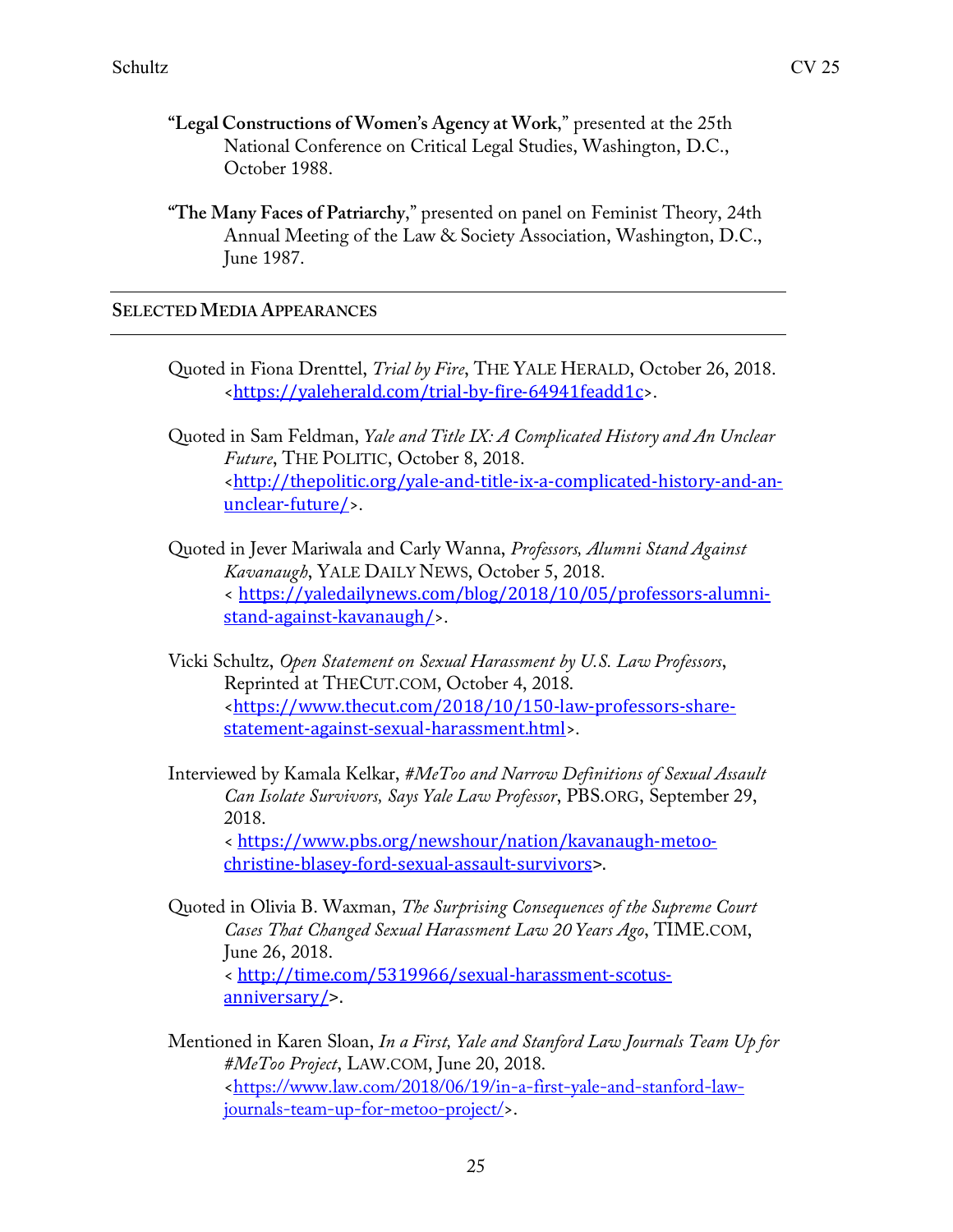"**Legal Constructions of Women's Agency at Work**," presented at the 25th National Conference on Critical Legal Studies, Washington, D.C., October 1988.

"**The Many Faces of Patriarchy**," presented on panel on Feminist Theory, 24th Annual Meeting of the Law & Society Association, Washington, D.C., June 1987.

## SELECTED MEDIA APPEARANCES

Quoted in Fiona Drenttel, *Trial by Fire*, THE YALE HERALD, October 26, 2018. <https://yaleherald.com/trial-by-fire-64941feadd1c>.

Quoted in Sam Feldman, *Yale and Title IX: A Complicated History and An Unclear Future*, THE POLITIC, October 8, 2018. <http://thepolitic.org/yale-and-title-ix-a-complicated-history-and-an-unclear-future/>.

Quoted in Jever Mariwala and Carly Wanna, *Professors, Alumni Stand Against Kavanaugh*, YALE DAILY NEWS, October 5, 2018. < https://yaledailynews.com/blog/2018/10/05/professors-alumni-stand-against-kavanaugh/>.

Vicki Schultz, *Open Statement on Sexual Harassment by U.S. Law Professors*, Reprinted at THECUT.COM, October 4, 2018. <https://www.thecut.com/2018/10/150-law-professors-share-statement-against-sexual-harassment.html>.

Interviewed by Kamala Kelkar, *#MeToo and Narrow Definitions of Sexual Assault Can Isolate Survivors, Says Yale Law Professor*, PBS.ORG, September 29, 2018. < https://www.pbs.org/newshour/nation/kavanaugh-metoo-christine-blasey-ford-sexual-assault-survivors>.

Quoted in Olivia B. Waxman, *The Surprising Consequences of the Supreme Court Cases That Changed Sexual Harassment Law 20 Years Ago*, TIME.COM, June 26, 2018. < http://time.com/5319966/sexual-harassment-scotus-anniversary/>.

Mentioned in Karen Sloan, *In a First, Yale and Stanford Law Journals Team Up for #MeToo Project*, LAW.COM, June 20, 2018. <https://www.law.com/2018/06/19/in-a-first-yale-and-stanford-law-journals-team-up-for-metoo-project/>.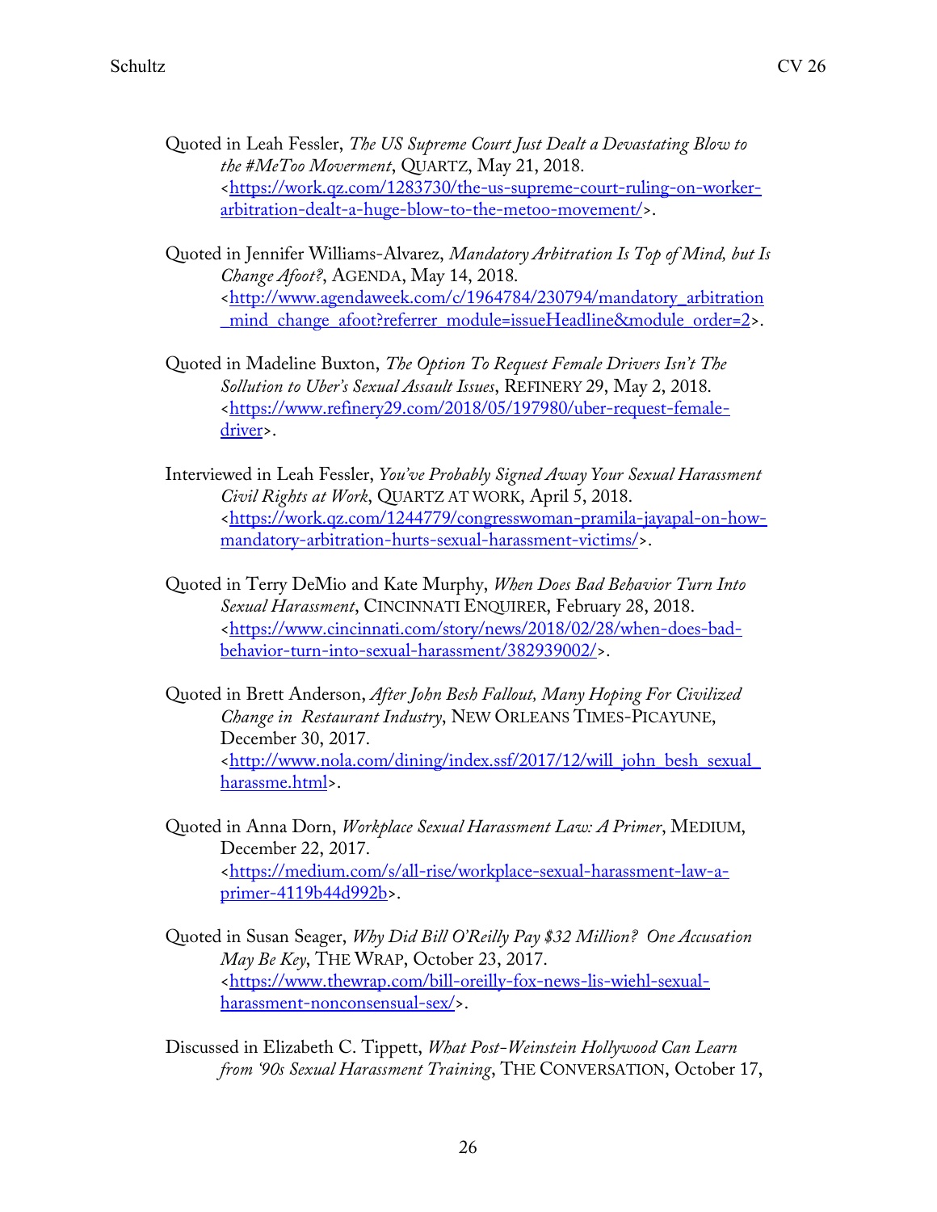Quoted in Leah Fessler, *The US Supreme Court Just Dealt a Devastating Blow to the #MeToo Moverment*, QUARTZ, May 21, 2018. <https://work.qz.com/1283730/the-us-supreme-court-ruling-on-worker-arbitration-dealt-a-huge-blow-to-the-metoo-movement/>.

Quoted in Jennifer Williams-Alvarez, *Mandatory Arbitration Is Top of Mind, but Is Change Afoot?*, AGENDA, May 14, 2018. <http://www.agendaweek.com/c/1964784/230794/mandatory_arbitration_mind_change_afoot?referrer_module=issueHeadline&module_order=2>.

Quoted in Madeline Buxton, *The Option To Request Female Drivers Isn't The Sollution to Uber's Sexual Assault Issues*, REFINERY 29, May 2, 2018. <https://www.refinery29.com/2018/05/197980/uber-request-female-driver>.

Interviewed in Leah Fessler, *You've Probably Signed Away Your Sexual Harassment Civil Rights at Work*, QUARTZ AT WORK, April 5, 2018. <https://work.qz.com/1244779/congresswoman-pramila-jayapal-on-how-mandatory-arbitration-hurts-sexual-harassment-victims/>.

Quoted in Terry DeMio and Kate Murphy, *When Does Bad Behavior Turn Into Sexual Harassment*, CINCINNATI ENQUIRER, February 28, 2018. <https://www.cincinnati.com/story/news/2018/02/28/when-does-bad-behavior-turn-into-sexual-harassment/382939002/>.

Quoted in Brett Anderson, *After John Besh Fallout, Many Hoping For Civilized Change in Restaurant Industry*, NEW ORLEANS TIMES-PICAYUNE, December 30, 2017. <http://www.nola.com/dining/index.ssf/2017/12/will_john_besh_sexual_harassme.html>.

Quoted in Anna Dorn, *Workplace Sexual Harassment Law: A Primer*, MEDIUM, December 22, 2017. <https://medium.com/s/all-rise/workplace-sexual-harassment-law-a-primer-4119b44d992b>.

Quoted in Susan Seager, *Why Did Bill O'Reilly Pay $32 Million? One Accusation May Be Key*, THE WRAP, October 23, 2017. <https://www.thewrap.com/bill-oreilly-fox-news-lis-wiehl-sexual-harassment-nonconsensual-sex/>.

Discussed in Elizabeth C. Tippett, *What Post-Weinstein Hollywood Can Learn from '90s Sexual Harassment Training*, THE CONVERSATION, October 17,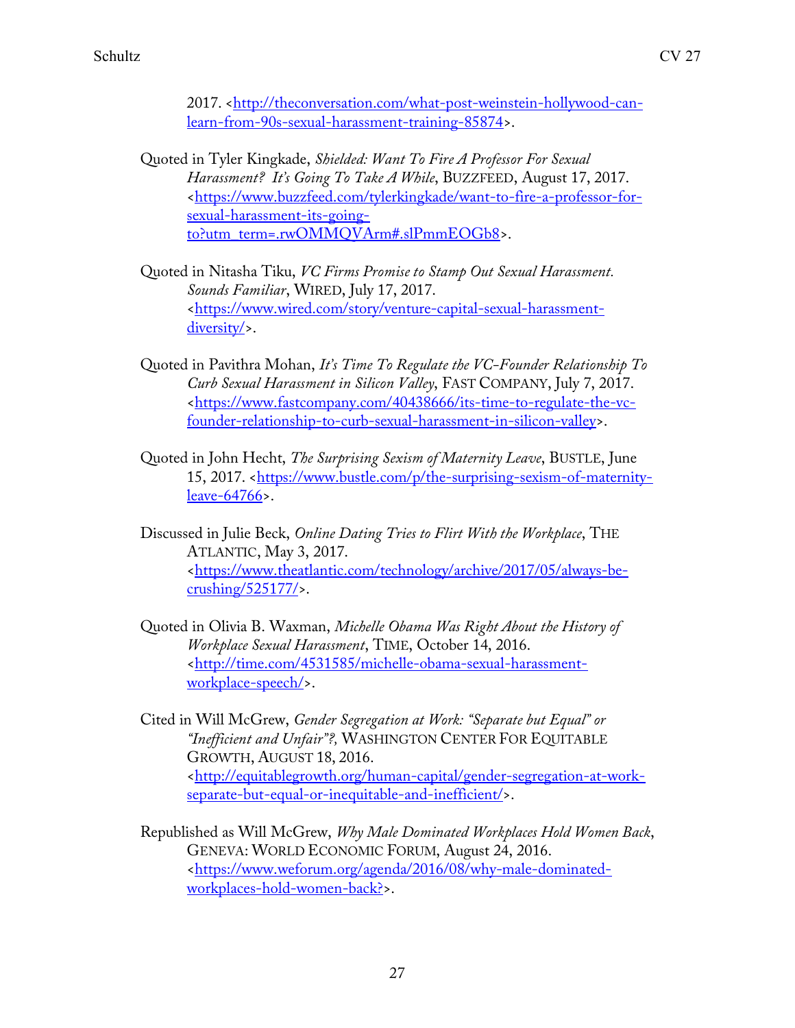2017. <[http://theconversation.com/what-post-weinstein-hollywood-can-learn-from-90s-sexual-harassment-training-85874](http://theconversation.com/what-post-weinstein-hollywood-can-learn-from-90s-sexual-harassment-training-85874)>.

Quoted in Tyler Kingkade, *Shielded: Want To Fire A Professor For Sexual Harassment? It's Going To Take A While*, BUZZFEED, August 17, 2017. <[https://www.buzzfeed.com/tylerkingkade/want-to-fire-a-professor-for-sexual-harassment-its-going-to?utm_term=.rwOMMQVArm#.slPmmEOGb8](https://www.buzzfeed.com/tylerkingkade/want-to-fire-a-professor-for-sexual-harassment-its-going-to?utm_term=.rwOMMQVArm#.slPmmEOGb8)>.

Quoted in Nitasha Tiku, *VC Firms Promise to Stamp Out Sexual Harassment. Sounds Familiar*, WIRED, July 17, 2017. <[https://www.wired.com/story/venture-capital-sexual-harassment-diversity/](https://www.wired.com/story/venture-capital-sexual-harassment-diversity/)>.

Quoted in Pavithra Mohan, *It's Time To Regulate the VC-Founder Relationship To Curb Sexual Harassment in Silicon Valley*, FAST COMPANY, July 7, 2017. <[https://www.fastcompany.com/40438666/its-time-to-regulate-the-vc-founder-relationship-to-curb-sexual-harassment-in-silicon-valley](https://www.fastcompany.com/40438666/its-time-to-regulate-the-vc-founder-relationship-to-curb-sexual-harassment-in-silicon-valley)>.

Quoted in John Hecht, *The Surprising Sexism of Maternity Leave*, BUSTLE, June 15, 2017. <[https://www.bustle.com/p/the-surprising-sexism-of-maternity-leave-64766](https://www.bustle.com/p/the-surprising-sexism-of-maternity-leave-64766)>.

Discussed in Julie Beck, *Online Dating Tries to Flirt With the Workplace*, THE ATLANTIC, May 3, 2017. <[https://www.theatlantic.com/technology/archive/2017/05/always-be-crushing/525177/](https://www.theatlantic.com/technology/archive/2017/05/always-be-crushing/525177/)>.

Quoted in Olivia B. Waxman, *Michelle Obama Was Right About the History of Workplace Sexual Harassment*, TIME, October 14, 2016. <[http://time.com/4531585/michelle-obama-sexual-harassment-workplace-speech/](http://time.com/4531585/michelle-obama-sexual-harassment-workplace-speech/)>.

Cited in Will McGrew, *Gender Segregation at Work: "Separate but Equal" or "Inefficient and Unfair"?,* WASHINGTON CENTER FOR EQUITABLE GROWTH, AUGUST 18, 2016. <[http://equitablegrowth.org/human-capital/gender-segregation-at-work-separate-but-equal-or-inequitable-and-inefficient/](http://equitablegrowth.org/human-capital/gender-segregation-at-work-separate-but-equal-or-inequitable-and-inefficient/)>.

Republished as Will McGrew, *Why Male Dominated Workplaces Hold Women Back*, GENEVA: WORLD ECONOMIC FORUM, August 24, 2016. <[https://www.weforum.org/agenda/2016/08/why-male-dominated-workplaces-hold-women-back?](https://www.weforum.org/agenda/2016/08/why-male-dominated-workplaces-hold-women-back?)>.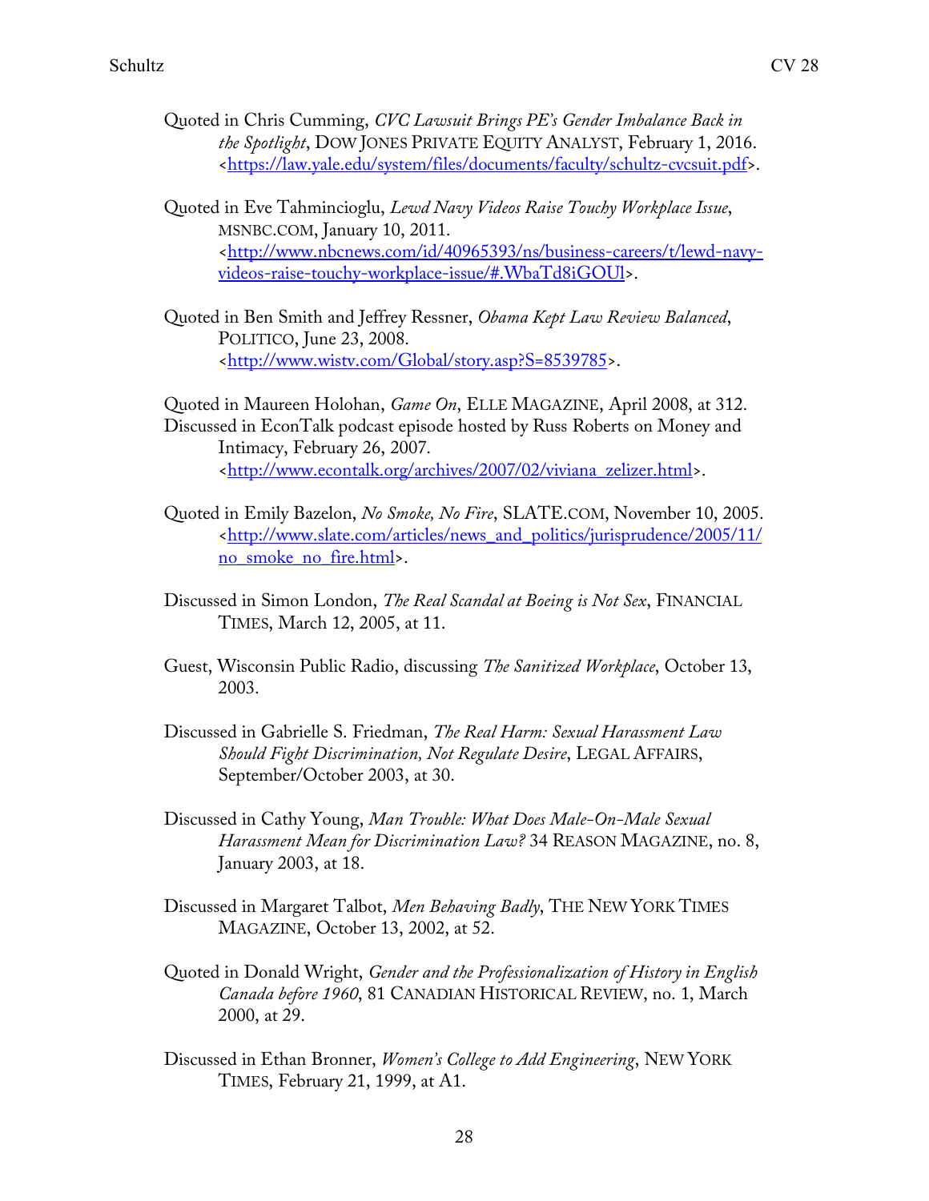Quoted in Chris Cumming, *CVC Lawsuit Brings PE's Gender Imbalance Back in the Spotlight*, DOW JONES PRIVATE EQUITY ANALYST, February 1, 2016. <https://law.yale.edu/system/files/documents/faculty/schultz-cvcsuit.pdf>.

Quoted in Eve Tahmincioglu, *Lewd Navy Videos Raise Touchy Workplace Issue*, MSNBC.COM, January 10, 2011. <http://www.nbcnews.com/id/40965393/ns/business-careers/t/lewd-navy-videos-raise-touchy-workplace-issue/#.WbaTd8iGOUl>.

Quoted in Ben Smith and Jeffrey Ressner, *Obama Kept Law Review Balanced*, POLITICO, June 23, 2008. <http://www.wistv.com/Global/story.asp?S=8539785>.

Quoted in Maureen Holohan, *Game On*, ELLE MAGAZINE, April 2008, at 312.
Discussed in EconTalk podcast episode hosted by Russ Roberts on Money and Intimacy, February 26, 2007. <http://www.econtalk.org/archives/2007/02/viviana_zelizer.html>.

Quoted in Emily Bazelon, *No Smoke, No Fire*, SLATE.COM, November 10, 2005. <http://www.slate.com/articles/news_and_politics/jurisprudence/2005/11/no_smoke_no_fire.html>.

Discussed in Simon London, *The Real Scandal at Boeing is Not Sex*, FINANCIAL TIMES, March 12, 2005, at 11.

Guest, Wisconsin Public Radio, discussing *The Sanitized Workplace*, October 13, 2003.

Discussed in Gabrielle S. Friedman, *The Real Harm: Sexual Harassment Law Should Fight Discrimination, Not Regulate Desire*, LEGAL AFFAIRS, September/October 2003, at 30.

Discussed in Cathy Young, *Man Trouble: What Does Male-On-Male Sexual Harassment Mean for Discrimination Law?* 34 REASON MAGAZINE, no. 8, January 2003, at 18.

Discussed in Margaret Talbot, *Men Behaving Badly*, THE NEW YORK TIMES MAGAZINE, October 13, 2002, at 52.

Quoted in Donald Wright, *Gender and the Professionalization of History in English Canada before 1960*, 81 CANADIAN HISTORICAL REVIEW, no. 1, March 2000, at 29.

Discussed in Ethan Bronner, *Women's College to Add Engineering*, NEW YORK TIMES, February 21, 1999, at A1.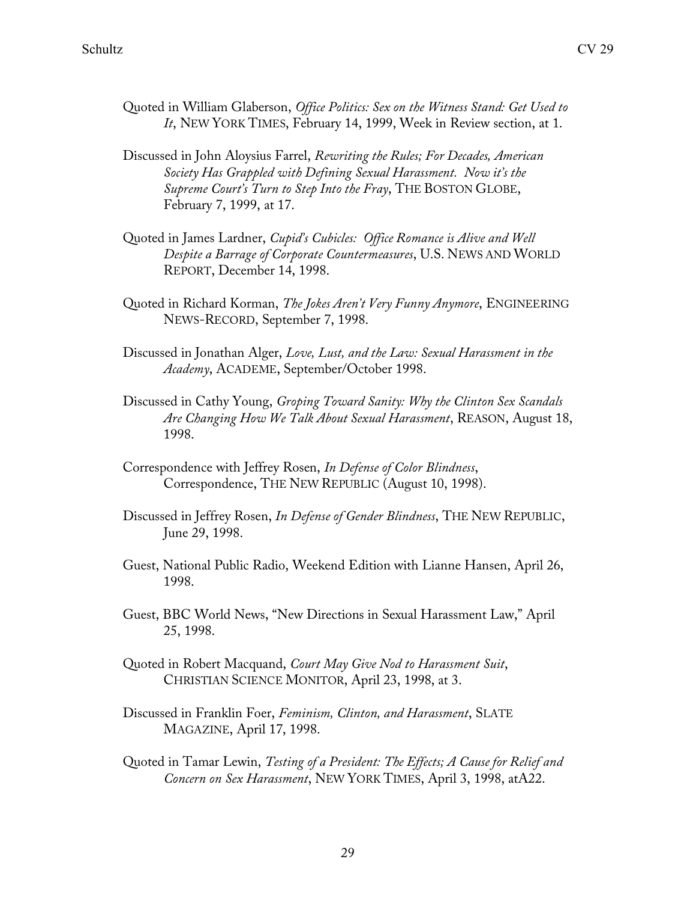Quoted in William Glaberson, *Office Politics: Sex on the Witness Stand: Get Used to It*, NEW YORK TIMES, February 14, 1999, Week in Review section, at 1.

Discussed in John Aloysius Farrel, *Rewriting the Rules; For Decades, American Society Has Grappled with Defining Sexual Harassment. Now it's the Supreme Court's Turn to Step Into the Fray*, THE BOSTON GLOBE, February 7, 1999, at 17.

Quoted in James Lardner, *Cupid's Cubicles: Office Romance is Alive and Well Despite a Barrage of Corporate Countermeasures*, U.S. NEWS AND WORLD REPORT, December 14, 1998.

Quoted in Richard Korman, *The Jokes Aren't Very Funny Anymore*, ENGINEERING NEWS-RECORD, September 7, 1998.

Discussed in Jonathan Alger, *Love, Lust, and the Law: Sexual Harassment in the Academy*, ACADEME, September/October 1998.

Discussed in Cathy Young, *Groping Toward Sanity: Why the Clinton Sex Scandals Are Changing How We Talk About Sexual Harassment*, REASON, August 18, 1998.

Correspondence with Jeffrey Rosen, *In Defense of Color Blindness*, Correspondence, THE NEW REPUBLIC (August 10, 1998).

Discussed in Jeffrey Rosen, *In Defense of Gender Blindness*, THE NEW REPUBLIC, June 29, 1998.

Guest, National Public Radio, Weekend Edition with Lianne Hansen, April 26, 1998.

Guest, BBC World News, "New Directions in Sexual Harassment Law," April 25, 1998.

Quoted in Robert Macquand, *Court May Give Nod to Harassment Suit*, CHRISTIAN SCIENCE MONITOR, April 23, 1998, at 3.

Discussed in Franklin Foer, *Feminism, Clinton, and Harassment*, SLATE MAGAZINE, April 17, 1998.

Quoted in Tamar Lewin, *Testing of a President: The Effects; A Cause for Relief and Concern on Sex Harassment*, NEW YORK TIMES, April 3, 1998, atA22.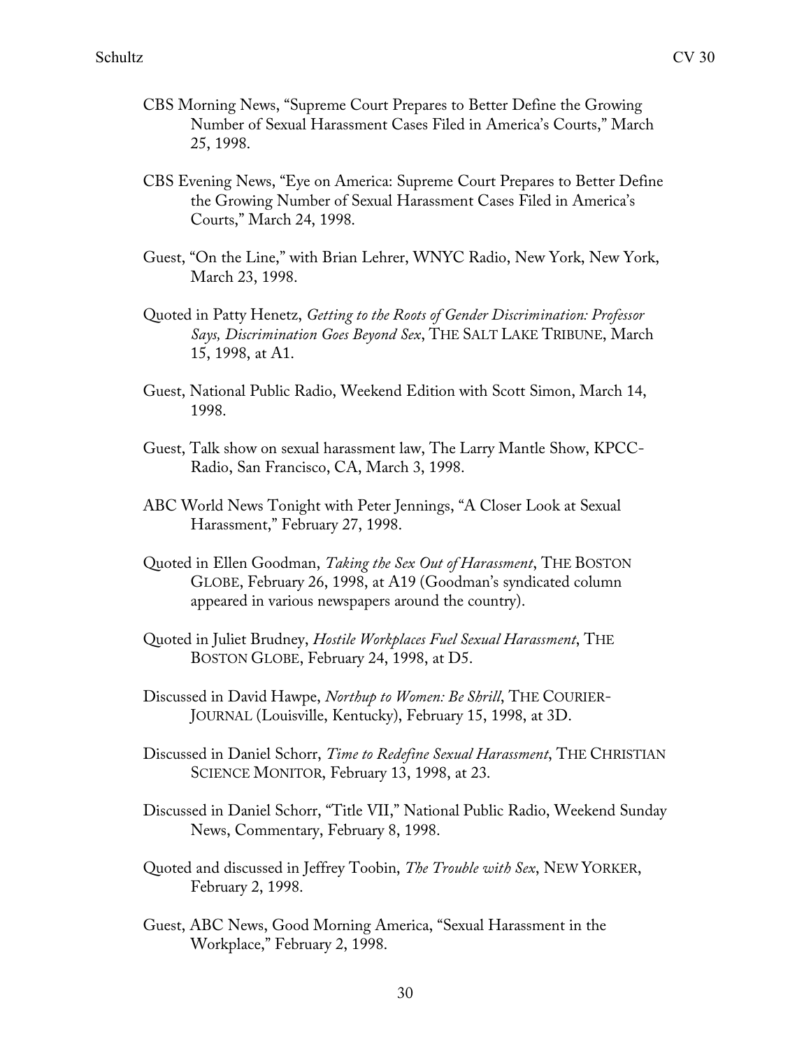CBS Morning News, "Supreme Court Prepares to Better Define the Growing Number of Sexual Harassment Cases Filed in America's Courts," March 25, 1998.

CBS Evening News, "Eye on America: Supreme Court Prepares to Better Define the Growing Number of Sexual Harassment Cases Filed in America's Courts," March 24, 1998.

Guest, "On the Line," with Brian Lehrer, WNYC Radio, New York, New York, March 23, 1998.

Quoted in Patty Henetz, *Getting to the Roots of Gender Discrimination: Professor Says, Discrimination Goes Beyond Sex*, THE SALT LAKE TRIBUNE, March 15, 1998, at A1.

Guest, National Public Radio, Weekend Edition with Scott Simon, March 14, 1998.

Guest, Talk show on sexual harassment law, The Larry Mantle Show, KPCC-Radio, San Francisco, CA, March 3, 1998.

ABC World News Tonight with Peter Jennings, "A Closer Look at Sexual Harassment," February 27, 1998.

Quoted in Ellen Goodman, *Taking the Sex Out of Harassment*, THE BOSTON GLOBE, February 26, 1998, at A19 (Goodman's syndicated column appeared in various newspapers around the country).

Quoted in Juliet Brudney, *Hostile Workplaces Fuel Sexual Harassment*, THE BOSTON GLOBE, February 24, 1998, at D5.

Discussed in David Hawpe, *Northup to Women: Be Shrill*, THE COURIER-JOURNAL (Louisville, Kentucky), February 15, 1998, at 3D.

Discussed in Daniel Schorr, *Time to Redefine Sexual Harassment*, THE CHRISTIAN SCIENCE MONITOR, February 13, 1998, at 23.

Discussed in Daniel Schorr, "Title VII," National Public Radio, Weekend Sunday News, Commentary, February 8, 1998.

Quoted and discussed in Jeffrey Toobin, *The Trouble with Sex*, NEW YORKER, February 2, 1998.

Guest, ABC News, Good Morning America, "Sexual Harassment in the Workplace," February 2, 1998.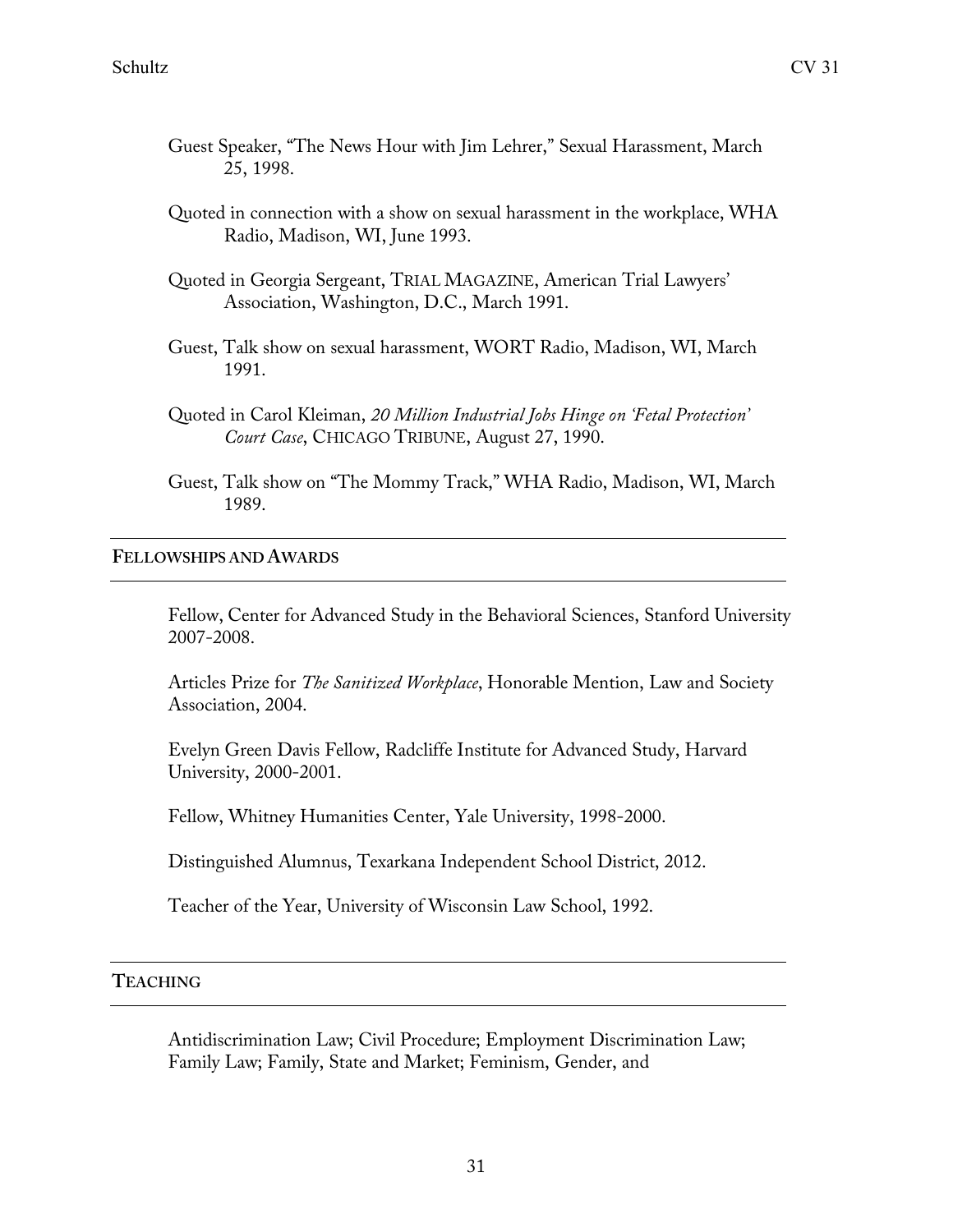Guest Speaker, "The News Hour with Jim Lehrer," Sexual Harassment, March 25, 1998.

Quoted in connection with a show on sexual harassment in the workplace, WHA Radio, Madison, WI, June 1993.

Quoted in Georgia Sergeant, TRIAL MAGAZINE, American Trial Lawyers' Association, Washington, D.C., March 1991.

Guest, Talk show on sexual harassment, WORT Radio, Madison, WI, March 1991.

Quoted in Carol Kleiman, *20 Million Industrial Jobs Hinge on 'Fetal Protection' Court Case*, CHICAGO TRIBUNE, August 27, 1990.

Guest, Talk show on "The Mommy Track," WHA Radio, Madison, WI, March 1989.

## FELLOWSHIPS AND AWARDS

Fellow, Center for Advanced Study in the Behavioral Sciences, Stanford University 2007-2008.

Articles Prize for *The Sanitized Workplace*, Honorable Mention, Law and Society Association, 2004.

Evelyn Green Davis Fellow, Radcliffe Institute for Advanced Study, Harvard University, 2000-2001.

Fellow, Whitney Humanities Center, Yale University, 1998-2000.

Distinguished Alumnus, Texarkana Independent School District, 2012.

Teacher of the Year, University of Wisconsin Law School, 1992.

## TEACHING

Antidiscrimination Law; Civil Procedure; Employment Discrimination Law; Family Law; Family, State and Market; Feminism, Gender, and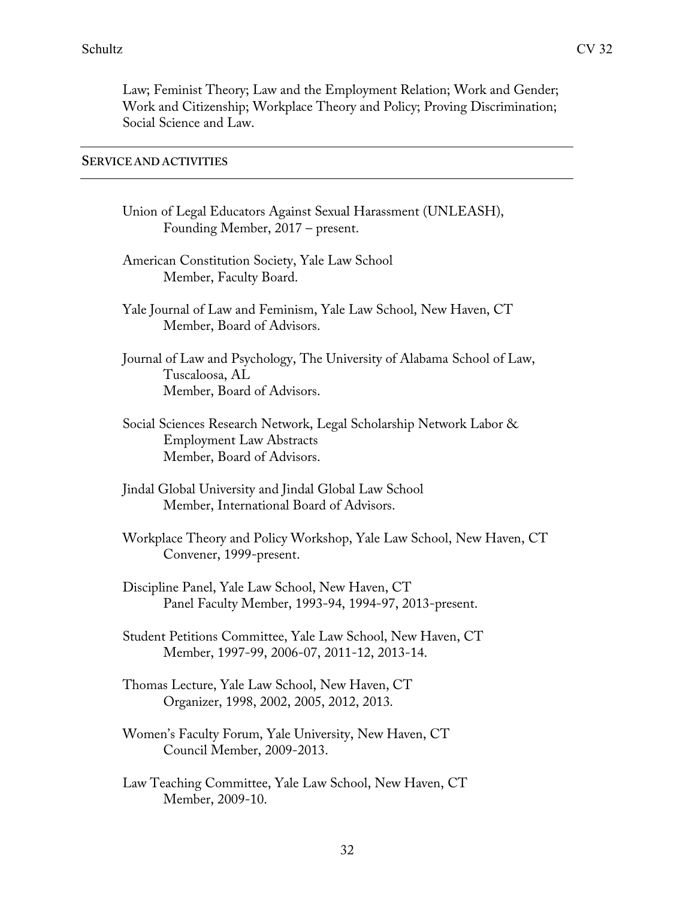Law; Feminist Theory; Law and the Employment Relation; Work and Gender; Work and Citizenship; Workplace Theory and Policy; Proving Discrimination; Social Science and Law.

## SERVICE AND ACTIVITIES

Union of Legal Educators Against Sexual Harassment (UNLEASH),
Founding Member, 2017 – present.

American Constitution Society, Yale Law School
Member, Faculty Board.

Yale Journal of Law and Feminism, Yale Law School, New Haven, CT
Member, Board of Advisors.

Journal of Law and Psychology, The University of Alabama School of Law, Tuscaloosa, AL
Member, Board of Advisors.

Social Sciences Research Network, Legal Scholarship Network Labor & Employment Law Abstracts
Member, Board of Advisors.

Jindal Global University and Jindal Global Law School
Member, International Board of Advisors.

Workplace Theory and Policy Workshop, Yale Law School, New Haven, CT
Convener, 1999-present.

Discipline Panel, Yale Law School, New Haven, CT
Panel Faculty Member, 1993-94, 1994-97, 2013-present.

Student Petitions Committee, Yale Law School, New Haven, CT
Member, 1997-99, 2006-07, 2011-12, 2013-14.

Thomas Lecture, Yale Law School, New Haven, CT
Organizer, 1998, 2002, 2005, 2012, 2013.

Women's Faculty Forum, Yale University, New Haven, CT
Council Member, 2009-2013.

Law Teaching Committee, Yale Law School, New Haven, CT
Member, 2009-10.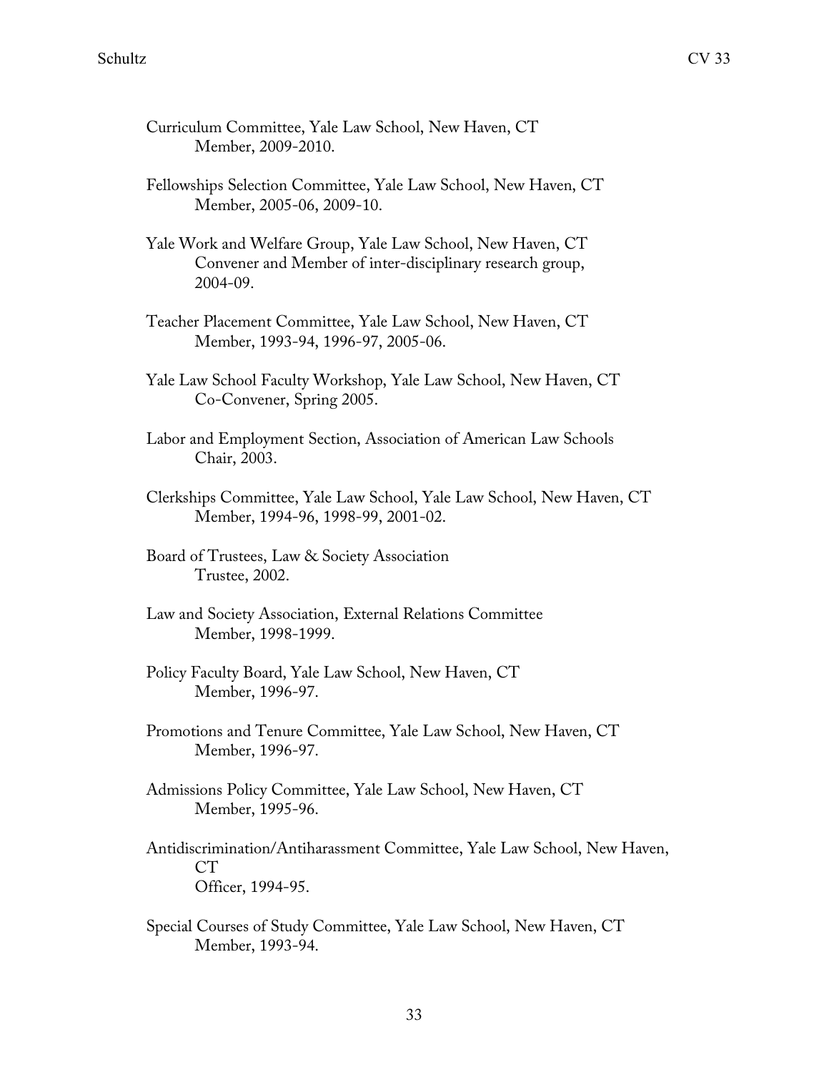Curriculum Committee, Yale Law School, New Haven, CT
Member, 2009-2010.

Fellowships Selection Committee, Yale Law School, New Haven, CT
Member, 2005-06, 2009-10.

Yale Work and Welfare Group, Yale Law School, New Haven, CT
Convener and Member of inter-disciplinary research group, 2004-09.

Teacher Placement Committee, Yale Law School, New Haven, CT
Member, 1993-94, 1996-97, 2005-06.

Yale Law School Faculty Workshop, Yale Law School, New Haven, CT
Co-Convener, Spring 2005.

Labor and Employment Section, Association of American Law Schools
Chair, 2003.

Clerkships Committee, Yale Law School, Yale Law School, New Haven, CT
Member, 1994-96, 1998-99, 2001-02.

Board of Trustees, Law & Society Association
Trustee, 2002.

Law and Society Association, External Relations Committee
Member, 1998-1999.

Policy Faculty Board, Yale Law School, New Haven, CT
Member, 1996-97.

Promotions and Tenure Committee, Yale Law School, New Haven, CT
Member, 1996-97.

Admissions Policy Committee, Yale Law School, New Haven, CT
Member, 1995-96.

Antidiscrimination/Antiharassment Committee, Yale Law School, New Haven, CT
Officer, 1994-95.

Special Courses of Study Committee, Yale Law School, New Haven, CT
Member, 1993-94.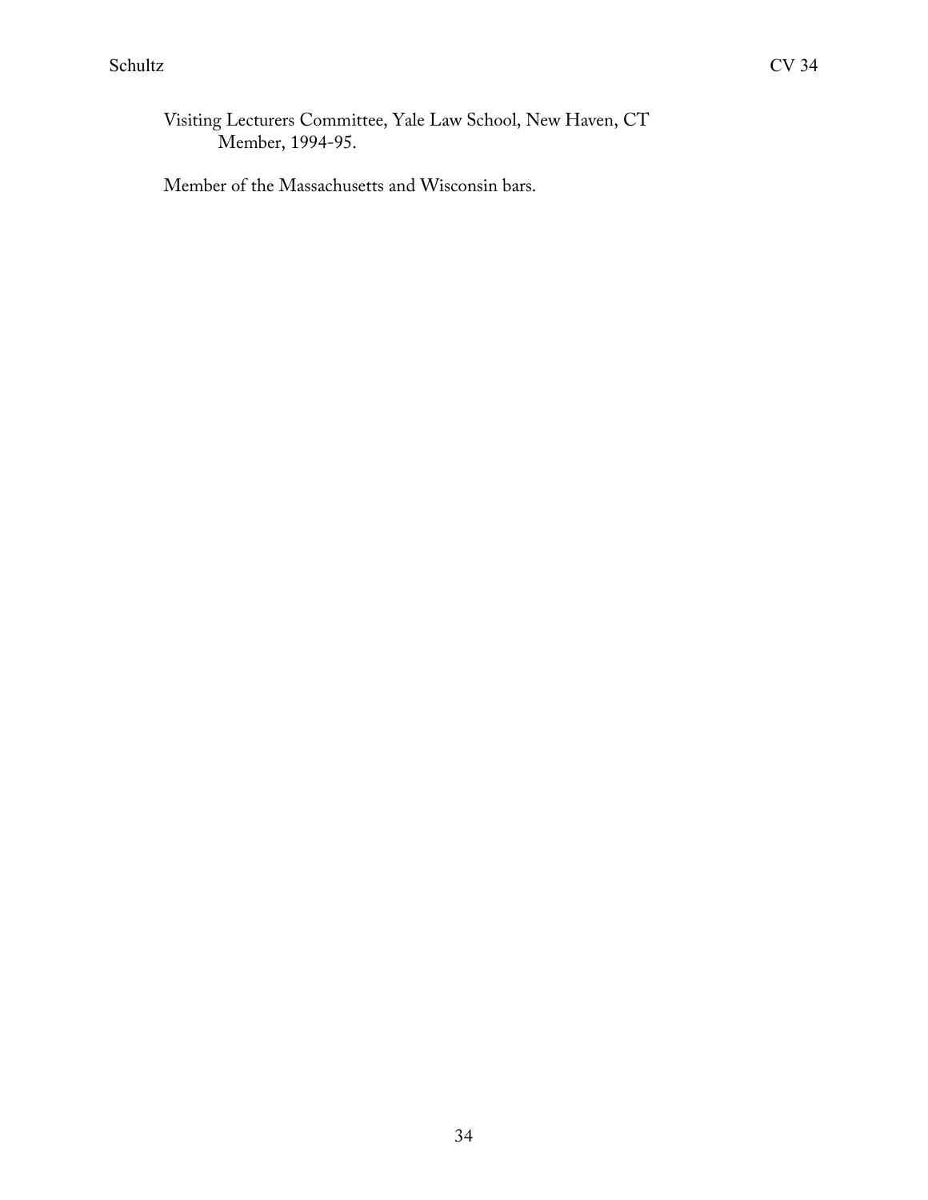Visiting Lecturers Committee, Yale Law School, New Haven, CT
    Member, 1994-95.

Member of the Massachusetts and Wisconsin bars.